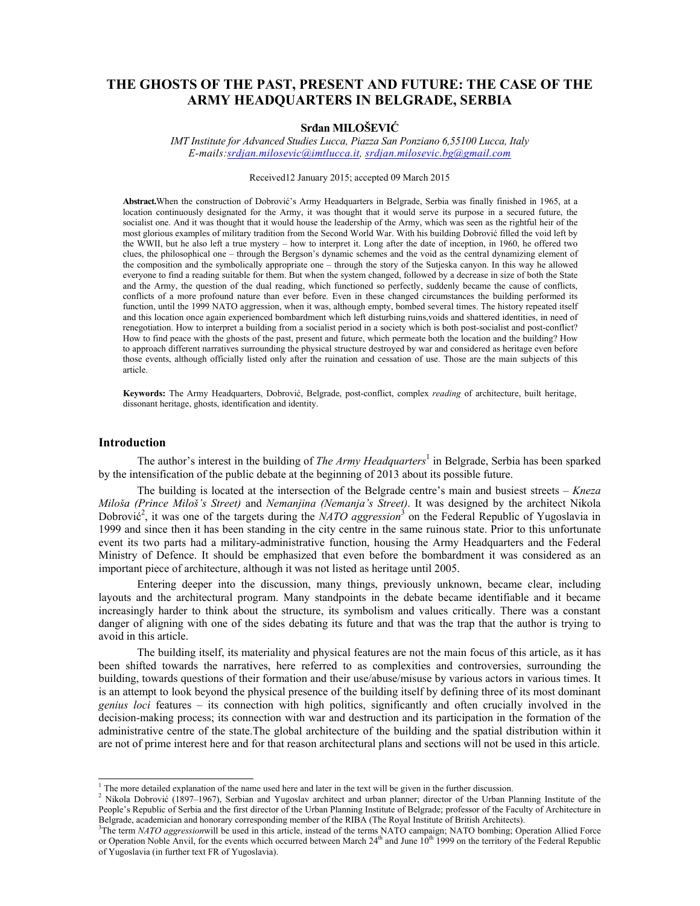# THE GHOSTS OF THE PAST, PRESENT AND FUTURE: THE CASE OF THE ARMY HEADQUARTERS IN BELGRADE, SERBIA

**Srđan MILOŠEVIĆ**

*IMT Institute for Advanced Studies Lucca, Piazza San Ponziano 6,55100 Lucca, Italy*
*E-mails:srdjan.milosevic@imtlucca.it, srdjan.milosevic.bg@gmail.com*

Received12 January 2015; accepted 09 March 2015

**Abstract.**When the construction of Dobrović's Army Headquarters in Belgrade, Serbia was finally finished in 1965, at a location continuously designated for the Army, it was thought that it would serve its purpose in a secured future, the socialist one. And it was thought that it would house the leadership of the Army, which was seen as the rightful heir of the most glorious examples of military tradition from the Second World War. With his building Dobrović filled the void left by the WWII, but he also left a true mystery – how to interpret it. Long after the date of inception, in 1960, he offered two clues, the philosophical one – through the Bergson's dynamic schemes and the void as the central dynamizing element of the composition and the symbolically appropriate one – through the story of the Sutjeska canyon. In this way he allowed everyone to find a reading suitable for them. But when the system changed, followed by a decrease in size of both the State and the Army, the question of the dual reading, which functioned so perfectly, suddenly became the cause of conflicts, conflicts of a more profound nature than ever before. Even in these changed circumstances the building performed its function, until the 1999 NATO aggression, when it was, although empty, bombed several times. The history repeated itself and this location once again experienced bombardment which left disturbing ruins,voids and shattered identities, in need of renegotiation. How to interpret a building from a socialist period in a society which is both post-socialist and post-conflict? How to find peace with the ghosts of the past, present and future, which permeate both the location and the building? How to approach different narratives surrounding the physical structure destroyed by war and considered as heritage even before those events, although officially listed only after the ruination and cessation of use. Those are the main subjects of this article.

**Keywords:** The Army Headquarters, Dobrović, Belgrade, post-conflict, complex *reading* of architecture, built heritage, dissonant heritage, ghosts, identification and identity.

## Introduction

The author's interest in the building of *The Army Headquarters*[1] in Belgrade, Serbia has been sparked by the intensification of the public debate at the beginning of 2013 about its possible future.

The building is located at the intersection of the Belgrade centre's main and busiest streets – *Kneza Miloša (Prince Miloš's Street)* and *Nemanjina (Nemanja's Street)*. It was designed by the architect Nikola Dobrović[2], it was one of the targets during the *NATO aggression*[3] on the Federal Republic of Yugoslavia in 1999 and since then it has been standing in the city centre in the same ruinous state. Prior to this unfortunate event its two parts had a military-administrative function, housing the Army Headquarters and the Federal Ministry of Defence. It should be emphasized that even before the bombardment it was considered as an important piece of architecture, although it was not listed as heritage until 2005.

Entering deeper into the discussion, many things, previously unknown, became clear, including layouts and the architectural program. Many standpoints in the debate became identifiable and it became increasingly harder to think about the structure, its symbolism and values critically. There was a constant danger of aligning with one of the sides debating its future and that was the trap that the author is trying to avoid in this article.

The building itself, its materiality and physical features are not the main focus of this article, as it has been shifted towards the narratives, here referred to as complexities and controversies, surrounding the building, towards questions of their formation and their use/abuse/misuse by various actors in various times. It is an attempt to look beyond the physical presence of the building itself by defining three of its most dominant *genius loci* features – its connection with high politics, significantly and often crucially involved in the decision-making process; its connection with war and destruction and its participation in the formation of the administrative centre of the state.The global architecture of the building and the spatial distribution within it are not of prime interest here and for that reason architectural plans and sections will not be used in this article.

---

[1] The more detailed explanation of the name used here and later in the text will be given in the further discussion.

[2] Nikola Dobrović (1897–1967), Serbian and Yugoslav architect and urban planner; director of the Urban Planning Institute of the People's Republic of Serbia and the first director of the Urban Planning Institute of Belgrade; professor of the Faculty of Architecture in Belgrade, academician and honorary corresponding member of the RIBA (The Royal Institute of British Architects).

[3]The term *NATO aggression*will be used in this article, instead of the terms NATO campaign; NATO bombing; Operation Allied Force or Operation Noble Anvil, for the events which occurred between March 24th and June 10th 1999 on the territory of the Federal Republic of Yugoslavia (in further text FR of Yugoslavia).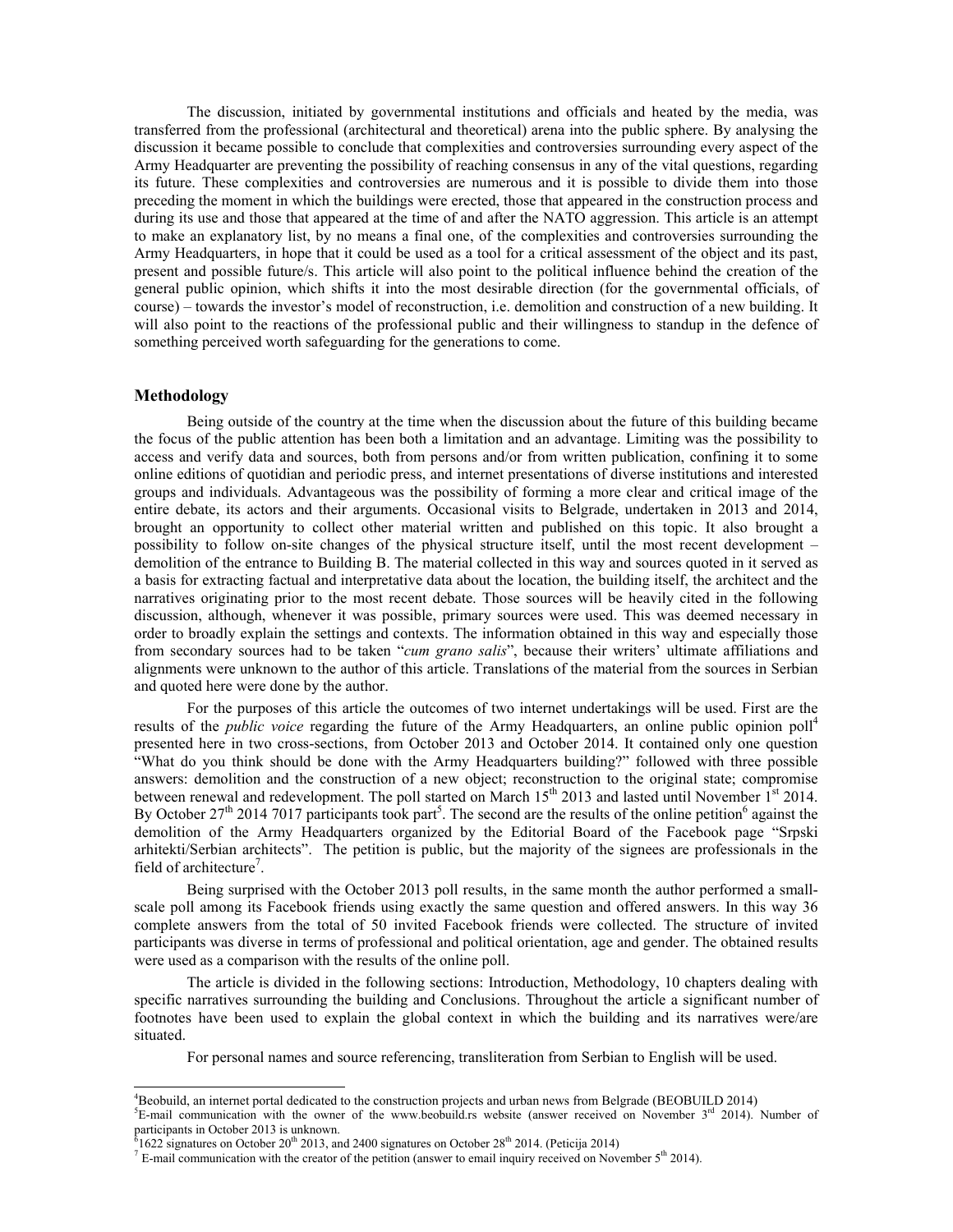The discussion, initiated by governmental institutions and officials and heated by the media, was transferred from the professional (architectural and theoretical) arena into the public sphere. By analysing the discussion it became possible to conclude that complexities and controversies surrounding every aspect of the Army Headquarter are preventing the possibility of reaching consensus in any of the vital questions, regarding its future. These complexities and controversies are numerous and it is possible to divide them into those preceding the moment in which the buildings were erected, those that appeared in the construction process and during its use and those that appeared at the time of and after the NATO aggression. This article is an attempt to make an explanatory list, by no means a final one, of the complexities and controversies surrounding the Army Headquarters, in hope that it could be used as a tool for a critical assessment of the object and its past, present and possible future/s. This article will also point to the political influence behind the creation of the general public opinion, which shifts it into the most desirable direction (for the governmental officials, of course) – towards the investor's model of reconstruction, i.e. demolition and construction of a new building. It will also point to the reactions of the professional public and their willingness to standup in the defence of something perceived worth safeguarding for the generations to come.

### Methodology

Being outside of the country at the time when the discussion about the future of this building became the focus of the public attention has been both a limitation and an advantage. Limiting was the possibility to access and verify data and sources, both from persons and/or from written publication, confining it to some online editions of quotidian and periodic press, and internet presentations of diverse institutions and interested groups and individuals. Advantageous was the possibility of forming a more clear and critical image of the entire debate, its actors and their arguments. Occasional visits to Belgrade, undertaken in 2013 and 2014, brought an opportunity to collect other material written and published on this topic. It also brought a possibility to follow on-site changes of the physical structure itself, until the most recent development – demolition of the entrance to Building B. The material collected in this way and sources quoted in it served as a basis for extracting factual and interpretative data about the location, the building itself, the architect and the narratives originating prior to the most recent debate. Those sources will be heavily cited in the following discussion, although, whenever it was possible, primary sources were used. This was deemed necessary in order to broadly explain the settings and contexts. The information obtained in this way and especially those from secondary sources had to be taken "*cum grano salis*", because their writers' ultimate affiliations and alignments were unknown to the author of this article. Translations of the material from the sources in Serbian and quoted here were done by the author.

For the purposes of this article the outcomes of two internet undertakings will be used. First are the results of the *public voice* regarding the future of the Army Headquarters, an online public opinion poll[4] presented here in two cross-sections, from October 2013 and October 2014. It contained only one question "What do you think should be done with the Army Headquarters building?" followed with three possible answers: demolition and the construction of a new object; reconstruction to the original state; compromise between renewal and redevelopment. The poll started on March 15[th] 2013 and lasted until November 1[st] 2014. By October 27[th] 2014 7017 participants took part[5]. The second are the results of the online petition[6] against the demolition of the Army Headquarters organized by the Editorial Board of the Facebook page "Srpski arhitekti/Serbian architects". The petition is public, but the majority of the signees are professionals in the field of architecture[7].

Being surprised with the October 2013 poll results, in the same month the author performed a small-scale poll among its Facebook friends using exactly the same question and offered answers. In this way 36 complete answers from the total of 50 invited Facebook friends were collected. The structure of invited participants was diverse in terms of professional and political orientation, age and gender. The obtained results were used as a comparison with the results of the online poll.

The article is divided in the following sections: Introduction, Methodology, 10 chapters dealing with specific narratives surrounding the building and Conclusions. Throughout the article a significant number of footnotes have been used to explain the global context in which the building and its narratives were/are situated.

For personal names and source referencing, transliteration from Serbian to English will be used.

---

[4]Beobuild, an internet portal dedicated to the construction projects and urban news from Belgrade (BEOBUILD 2014)

[5]E-mail communication with the owner of the www.beobuild.rs website (answer received on November 3[rd] 2014). Number of participants in October 2013 is unknown.

[6]1622 signatures on October 20[th] 2013, and 2400 signatures on October 28[th] 2014. (Peticija 2014)

[7] E-mail communication with the creator of the petition (answer to email inquiry received on November 5[th] 2014).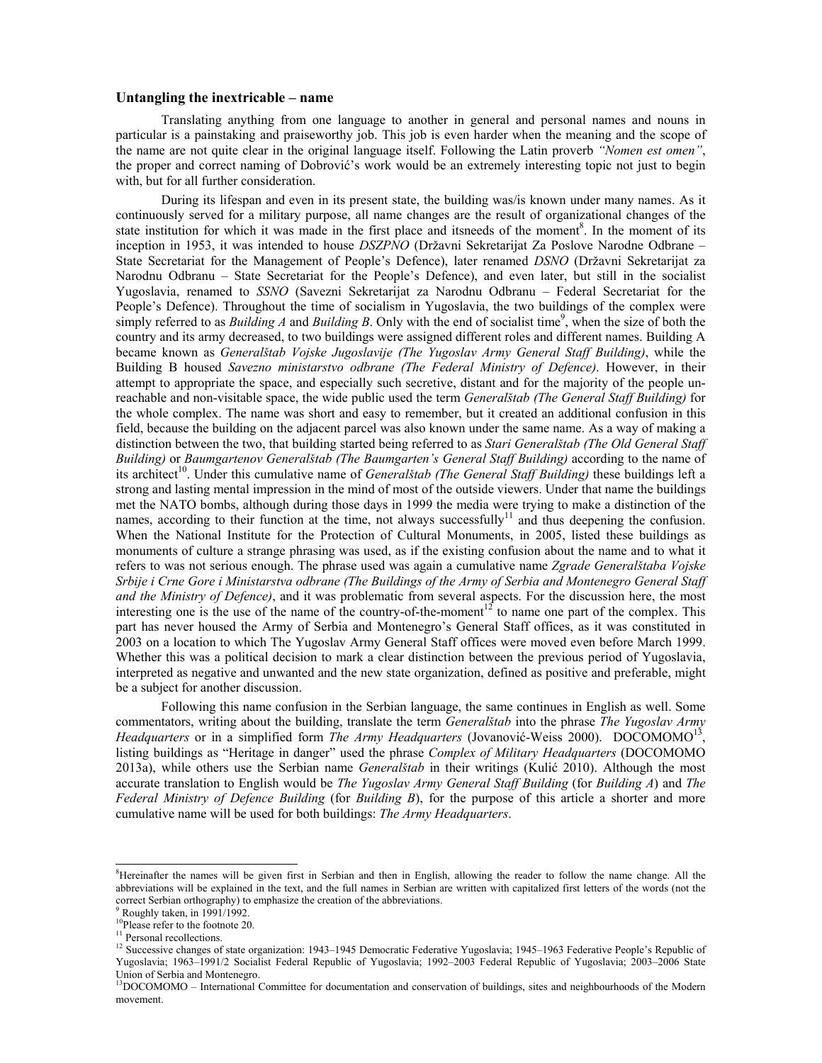### Untangling the inextricable – name

Translating anything from one language to another in general and personal names and nouns in particular is a painstaking and praiseworthy job. This job is even harder when the meaning and the scope of the name are not quite clear in the original language itself. Following the Latin proverb *"Nomen est omen"*, the proper and correct naming of Dobrović's work would be an extremely interesting topic not just to begin with, but for all further consideration.

During its lifespan and even in its present state, the building was/is known under many names. As it continuously served for a military purpose, all name changes are the result of organizational changes of the state institution for which it was made in the first place and itsneeds of the moment[8]. In the moment of its inception in 1953, it was intended to house *DSZPNO* (Državni Sekretarijat Za Poslove Narodne Odbrane – State Secretariat for the Management of People's Defence), later renamed *DSNO* (Državni Sekretarijat za Narodnu Odbranu – State Secretariat for the People's Defence), and even later, but still in the socialist Yugoslavia, renamed to *SSNO* (Savezni Sekretarijat za Narodnu Odbranu – Federal Secretariat for the People's Defence). Throughout the time of socialism in Yugoslavia, the two buildings of the complex were simply referred to as *Building A* and *Building B*. Only with the end of socialist time[9], when the size of both the country and its army decreased, to two buildings were assigned different roles and different names. Building A became known as *Generalštab Vojske Jugoslavije (The Yugoslav Army General Staff Building)*, while the Building B housed *Savezno ministarstvo odbrane (The Federal Ministry of Defence)*. However, in their attempt to appropriate the space, and especially such secretive, distant and for the majority of the people un-reachable and non-visitable space, the wide public used the term *Generalštab (The General Staff Building)* for the whole complex. The name was short and easy to remember, but it created an additional confusion in this field, because the building on the adjacent parcel was also known under the same name. As a way of making a distinction between the two, that building started being referred to as *Stari Generalštab (The Old General Staff Building)* or *Baumgartenov Generalštab (The Baumgarten's General Staff Building)* according to the name of its architect[10]. Under this cumulative name of *Generalštab (The General Staff Building)* these buildings left a strong and lasting mental impression in the mind of most of the outside viewers. Under that name the buildings met the NATO bombs, although during those days in 1999 the media were trying to make a distinction of the names, according to their function at the time, not always successfully[11] and thus deepening the confusion. When the National Institute for the Protection of Cultural Monuments, in 2005, listed these buildings as monuments of culture a strange phrasing was used, as if the existing confusion about the name and to what it refers to was not serious enough. The phrase used was again a cumulative name *Zgrade Generalštaba Vojske Srbije i Crne Gore i Ministarstva odbrane (The Buildings of the Army of Serbia and Montenegro General Staff and the Ministry of Defence)*, and it was problematic from several aspects. For the discussion here, the most interesting one is the use of the name of the country-of-the-moment[12] to name one part of the complex. This part has never housed the Army of Serbia and Montenegro's General Staff offices, as it was constituted in 2003 on a location to which The Yugoslav Army General Staff offices were moved even before March 1999. Whether this was a political decision to mark a clear distinction between the previous period of Yugoslavia, interpreted as negative and unwanted and the new state organization, defined as positive and preferable, might be a subject for another discussion.

Following this name confusion in the Serbian language, the same continues in English as well. Some commentators, writing about the building, translate the term *Generalštab* into the phrase *The Yugoslav Army Headquarters* or in a simplified form *The Army Headquarters* (Jovanović-Weiss 2000). DOCOMOMO[13], listing buildings as "Heritage in danger" used the phrase *Complex of Military Headquarters* (DOCOMOMO 2013a), while others use the Serbian name *Generalštab* in their writings (Kulić 2010). Although the most accurate translation to English would be *The Yugoslav Army General Staff Building* (for *Building A*) and *The Federal Ministry of Defence Building* (for *Building B*), for the purpose of this article a shorter and more cumulative name will be used for both buildings: *The Army Headquarters*.

---

[8] Hereinafter the names will be given first in Serbian and then in English, allowing the reader to follow the name change. All the abbreviations will be explained in the text, and the full names in Serbian are written with capitalized first letters of the words (not the correct Serbian orthography) to emphasize the creation of the abbreviations.

[9] Roughly taken, in 1991/1992.

[10] Please refer to the footnote 20.

[11] Personal recollections.

[12] Successive changes of state organization: 1943–1945 Democratic Federative Yugoslavia; 1945–1963 Federative People's Republic of Yugoslavia; 1963–1991/2 Socialist Federal Republic of Yugoslavia; 1992–2003 Federal Republic of Yugoslavia; 2003–2006 State Union of Serbia and Montenegro.

[13] DOCOMOMO – International Committee for documentation and conservation of buildings, sites and neighbourhoods of the Modern movement.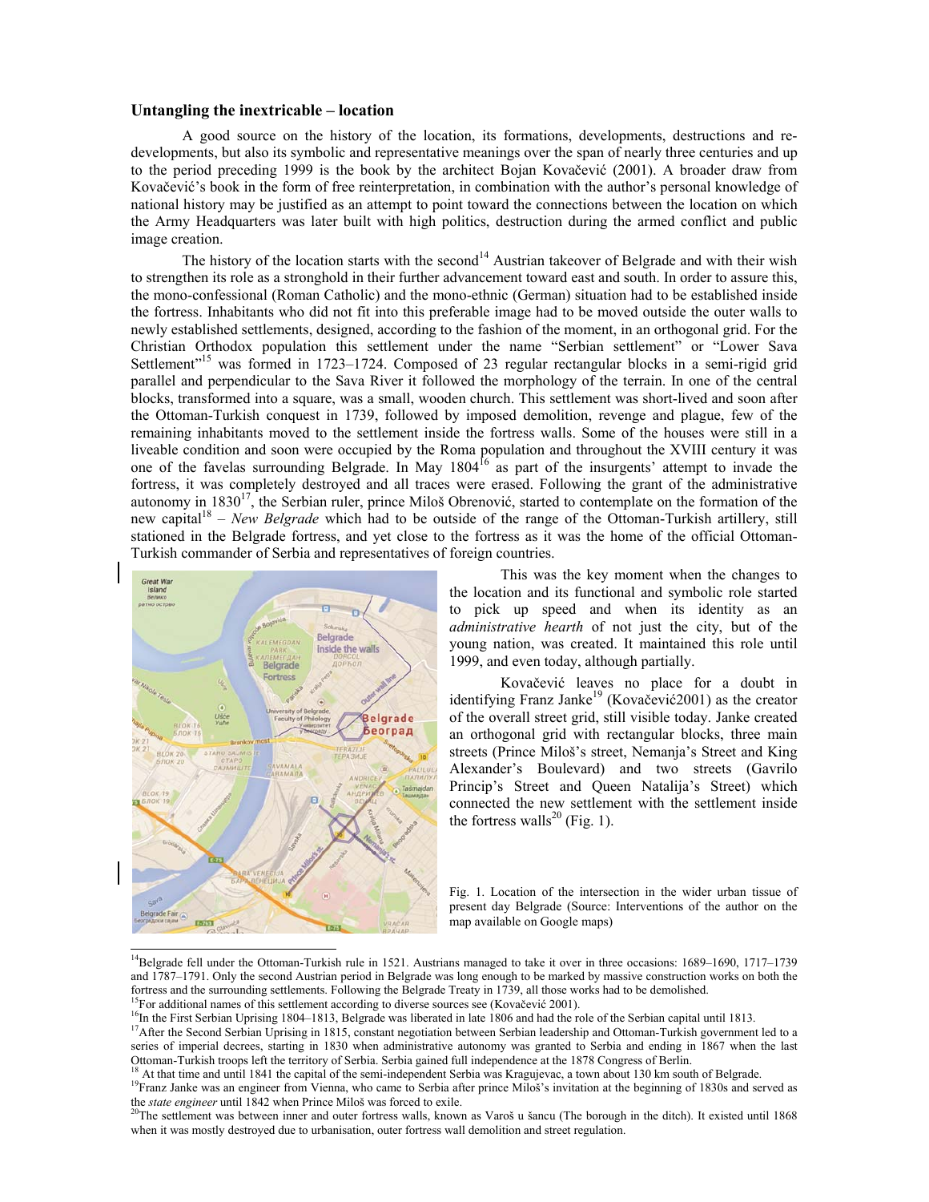### Untangling the inextricable – location

A good source on the history of the location, its formations, developments, destructions and re-developments, but also its symbolic and representative meanings over the span of nearly three centuries and up to the period preceding 1999 is the book by the architect Bojan Kovačević (2001). A broader draw from Kovačević's book in the form of free reinterpretation, in connection with the author's personal knowledge of national history may be justified as an attempt to point toward the connections between the location on which the Army Headquarters was later built with high politics, destruction during the armed conflict and public image creation.

The history of the location starts with the second[14] Austrian takeover of Belgrade and with their wish to strengthen its role as a stronghold in their further advancement toward east and south. In order to assure this, the mono-confessional (Roman Catholic) and the mono-ethnic (German) situation had to be established inside the fortress. Inhabitants who did not fit into this preferable image had to be moved outside the outer walls to newly established settlements, designed, according to the fashion of the moment, in an orthogonal grid. For the Christian Orthodox population this settlement under the name "Serbian settlement" or "Lower Sava Settlement"[15] was formed in 1723–1724. Composed of 23 regular rectangular blocks in a semi-rigid grid parallel and perpendicular to the Sava River it followed the morphology of the terrain. In one of the central blocks, transformed into a square, was a small, wooden church. This settlement was short-lived and soon after the Ottoman-Turkish conquest in 1739, followed by imposed demolition, revenge and plague, few of the remaining inhabitants moved to the settlement inside the fortress walls. Some of the houses were still in a liveable condition and soon were occupied by the Roma population and throughout the XVIII century it was one of the favelas surrounding Belgrade. In May 1804[16] as part of the insurgents' attempt to invade the fortress, it was completely destroyed and all traces were erased. Following the grant of the administrative autonomy in 1830[17], the Serbian ruler, prince Miloš Obrenović, started to contemplate on the formation of the new capital[18] – *New Belgrade* which had to be outside of the range of the Ottoman-Turkish artillery, still stationed in the Belgrade fortress, and yet close to the fortress as it was the home of the official Ottoman-Turkish commander of Serbia and representatives of foreign countries.

This was the key moment when the changes to the location and its functional and symbolic role started to pick up speed and when its identity as an *administrative hearth* of not just the city, but of the young nation, was created. It maintained this role until 1999, and even today, although partially.

Kovačević leaves no place for a doubt in identifying Franz Janke[19] (Kovačević2001) as the creator of the overall street grid, still visible today. Janke created an orthogonal grid with rectangular blocks, three main streets (Prince Miloš's street, Nemanja's Street and King Alexander's Boulevard) and two streets (Gavrilo Princip's Street and Queen Natalija's Street) which connected the new settlement with the settlement inside the fortress walls[20] (Fig. 1).

Fig. 1. Location of the intersection in the wider urban tissue of present day Belgrade (Source: Interventions of the author on the map available on Google maps)

---

[14] Belgrade fell under the Ottoman-Turkish rule in 1521. Austrians managed to take it over in three occasions: 1689–1690, 1717–1739 and 1787–1791. Only the second Austrian period in Belgrade was long enough to be marked by massive construction works on both the fortress and the surrounding settlements. Following the Belgrade Treaty in 1739, all those works had to be demolished.

[15] For additional names of this settlement according to diverse sources see (Kovačević 2001).

[16] In the First Serbian Uprising 1804–1813, Belgrade was liberated in late 1806 and had the role of the Serbian capital until 1813.

[17] After the Second Serbian Uprising in 1815, constant negotiation between Serbian leadership and Ottoman-Turkish government led to a series of imperial decrees, starting in 1830 when administrative autonomy was granted to Serbia and ending in 1867 when the last Ottoman-Turkish troops left the territory of Serbia. Serbia gained full independence at the 1878 Congress of Berlin.

[18] At that time and until 1841 the capital of the semi-independent Serbia was Kragujevac, a town about 130 km south of Belgrade.

[19] Franz Janke was an engineer from Vienna, who came to Serbia after prince Miloš's invitation at the beginning of 1830s and served as the *state engineer* until 1842 when Prince Miloš was forced to exile.

[20] The settlement was between inner and outer fortress walls, known as Varoš u šancu (The borough in the ditch). It existed until 1868 when it was mostly destroyed due to urbanisation, outer fortress wall demolition and street regulation.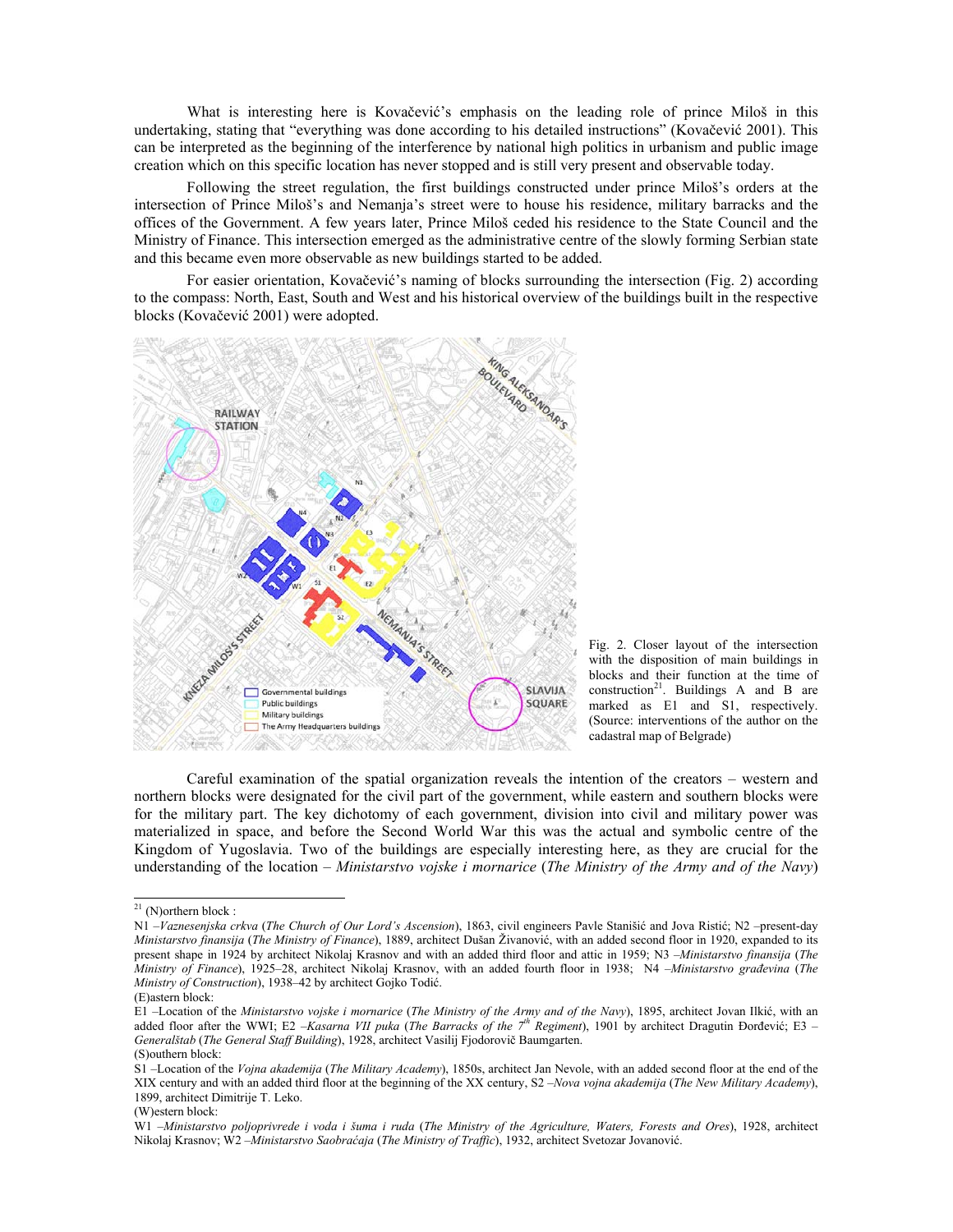What is interesting here is Kovačević's emphasis on the leading role of prince Miloš in this undertaking, stating that "everything was done according to his detailed instructions" (Kovačević 2001). This can be interpreted as the beginning of the interference by national high politics in urbanism and public image creation which on this specific location has never stopped and is still very present and observable today.

Following the street regulation, the first buildings constructed under prince Miloš's orders at the intersection of Prince Miloš's and Nemanja's street were to house his residence, military barracks and the offices of the Government. A few years later, Prince Miloš ceded his residence to the State Council and the Ministry of Finance. This intersection emerged as the administrative centre of the slowly forming Serbian state and this became even more observable as new buildings started to be added.

For easier orientation, Kovačević's naming of blocks surrounding the intersection (Fig. 2) according to the compass: North, East, South and West and his historical overview of the buildings built in the respective blocks (Kovačević 2001) were adopted.

RAILWAY STATION
KING ALEKSANDAR'S BOULEVARD
NEMANJA'S STREET
KNEZA MILOŠ'S STREET
SLAVIJA SQUARE
N1 N2 N3 N4 E1 E2 E3 S1 S2 W1 W2
Governmental buildings
Public buildings
Military buildings
The Army Headquarters buildings

Fig. 2. Closer layout of the intersection with the disposition of main buildings in blocks and their function at the time of construction[21]. Buildings A and B are marked as E1 and S1, respectively. (Source: interventions of the author on the cadastral map of Belgrade)

Careful examination of the spatial organization reveals the intention of the creators – western and northern blocks were designated for the civil part of the government, while eastern and southern blocks were for the military part. The key dichotomy of each government, division into civil and military power was materialized in space, and before the Second World War this was the actual and symbolic centre of the Kingdom of Yugoslavia. Two of the buildings are especially interesting here, as they are crucial for the understanding of the location – *Ministarstvo vojske i mornarice* (*The Ministry of the Army and of the Navy*)

---

[21] (N)orthern block :
N1 –*Vaznesenjska crkva* (*The Church of Our Lord's Ascension*), 1863, civil engineers Pavle Stanišić and Jova Ristić; N2 –present-day *Ministarstvo finansija* (*The Ministry of Finance*), 1889, architect Dušan Živanović, with an added second floor in 1920, expanded to its present shape in 1924 by architect Nikolaj Krasnov and with an added third floor and attic in 1959; N3 –*Ministarstvo finansija* (*The Ministry of Finance*), 1925–28, architect Nikolaj Krasnov, with an added fourth floor in 1938; N4 –*Ministarstvo građevina* (*The Ministry of Construction*), 1938–42 by architect Gojko Todić.
(E)astern block:
E1 –Location of the *Ministarstvo vojske i mornarice* (*The Ministry of the Army and of the Navy*), 1895, architect Jovan Ilkić, with an added floor after the WWI; E2 –*Kasarna VII puka* (*The Barracks of the 7th Regiment*), 1901 by architect Dragutin Đorđević; E3 –*Generalštab* (*The General Staff Building*), 1928, architect Vasilij Fjodorovič Baumgarten.
(S)outhern block:
S1 –Location of the *Vojna akademija* (*The Military Academy*), 1850s, architect Jan Nevole, with an added second floor at the end of the XIX century and with an added third floor at the beginning of the XX century, S2 –*Nova vojna akademija* (*The New Military Academy*), 1899, architect Dimitrije T. Leko.
(W)estern block:
W1 –*Ministarstvo poljoprivrede i voda i šuma i ruda* (*The Ministry of the Agriculture, Waters, Forests and Ores*), 1928, architect Nikolaj Krasnov; W2 –*Ministarstvo Saobraćaja* (*The Ministry of Traffic*), 1932, architect Svetozar Jovanović.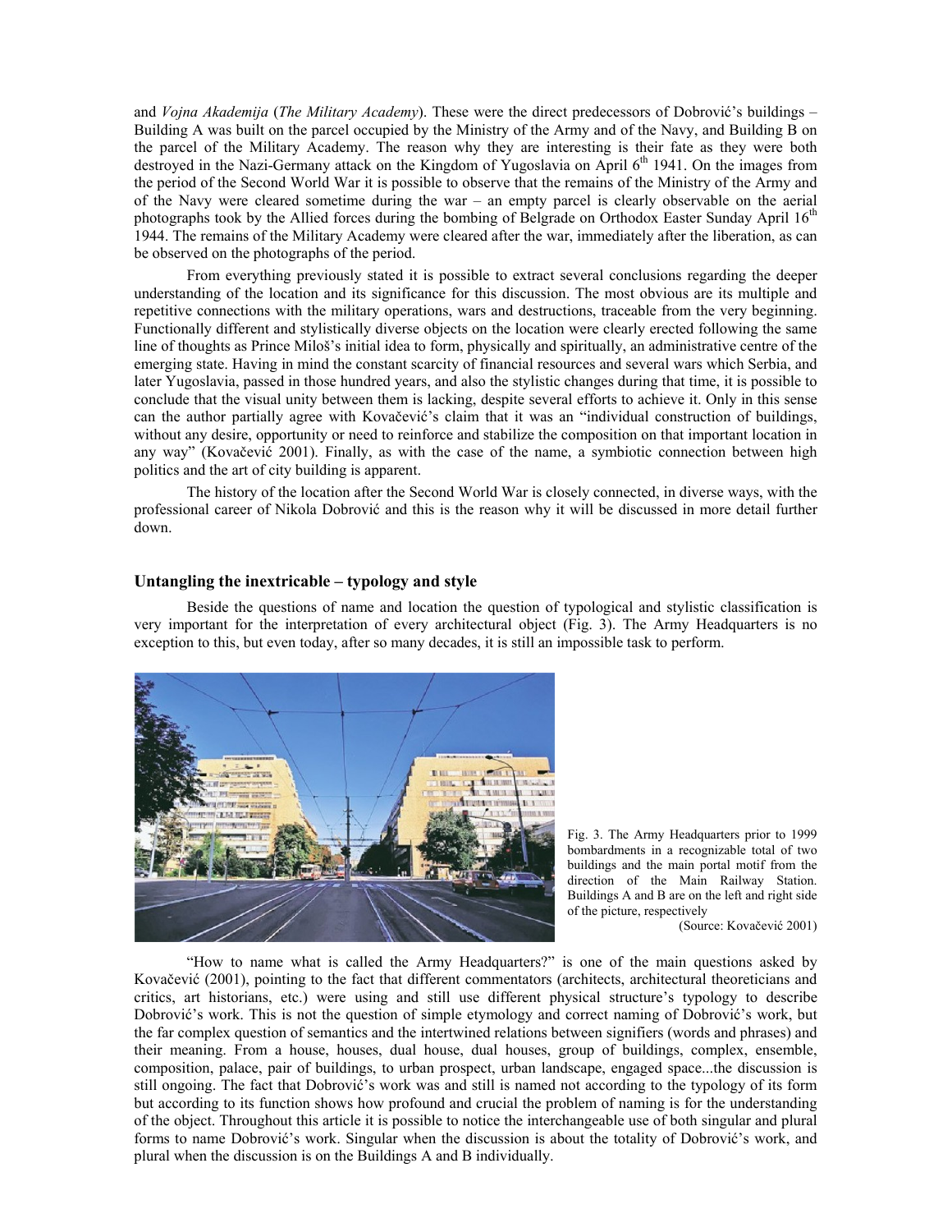and *Vojna Akademija* (*The Military Academy*). These were the direct predecessors of Dobrović's buildings – Building A was built on the parcel occupied by the Ministry of the Army and of the Navy, and Building B on the parcel of the Military Academy. The reason why they are interesting is their fate as they were both destroyed in the Nazi-Germany attack on the Kingdom of Yugoslavia on April 6$^{th}$ 1941. On the images from the period of the Second World War it is possible to observe that the remains of the Ministry of the Army and of the Navy were cleared sometime during the war – an empty parcel is clearly observable on the aerial photographs took by the Allied forces during the bombing of Belgrade on Orthodox Easter Sunday April 16$^{th}$ 1944. The remains of the Military Academy were cleared after the war, immediately after the liberation, as can be observed on the photographs of the period.

From everything previously stated it is possible to extract several conclusions regarding the deeper understanding of the location and its significance for this discussion. The most obvious are its multiple and repetitive connections with the military operations, wars and destructions, traceable from the very beginning. Functionally different and stylistically diverse objects on the location were clearly erected following the same line of thoughts as Prince Miloš's initial idea to form, physically and spiritually, an administrative centre of the emerging state. Having in mind the constant scarcity of financial resources and several wars which Serbia, and later Yugoslavia, passed in those hundred years, and also the stylistic changes during that time, it is possible to conclude that the visual unity between them is lacking, despite several efforts to achieve it. Only in this sense can the author partially agree with Kovačević's claim that it was an "individual construction of buildings, without any desire, opportunity or need to reinforce and stabilize the composition on that important location in any way" (Kovačević 2001). Finally, as with the case of the name, a symbiotic connection between high politics and the art of city building is apparent.

The history of the location after the Second World War is closely connected, in diverse ways, with the professional career of Nikola Dobrović and this is the reason why it will be discussed in more detail further down.

### Untangling the inextricable – typology and style

Beside the questions of name and location the question of typological and stylistic classification is very important for the interpretation of every architectural object (Fig. 3). The Army Headquarters is no exception to this, but even today, after so many decades, it is still an impossible task to perform.

Fig. 3. The Army Headquarters prior to 1999 bombardments in a recognizable total of two buildings and the main portal motif from the direction of the Main Railway Station. Buildings A and B are on the left and right side of the picture, respectively
(Source: Kovačević 2001)

"How to name what is called the Army Headquarters?" is one of the main questions asked by Kovačević (2001), pointing to the fact that different commentators (architects, architectural theoreticians and critics, art historians, etc.) were using and still use different physical structure's typology to describe Dobrović's work. This is not the question of simple etymology and correct naming of Dobrović's work, but the far complex question of semantics and the intertwined relations between signifiers (words and phrases) and their meaning. From a house, houses, dual house, dual houses, group of buildings, complex, ensemble, composition, palace, pair of buildings, to urban prospect, urban landscape, engaged space...the discussion is still ongoing. The fact that Dobrović's work was and still is named not according to the typology of its form but according to its function shows how profound and crucial the problem of naming is for the understanding of the object. Throughout this article it is possible to notice the interchangeable use of both singular and plural forms to name Dobrović's work. Singular when the discussion is about the totality of Dobrović's work, and plural when the discussion is on the Buildings A and B individually.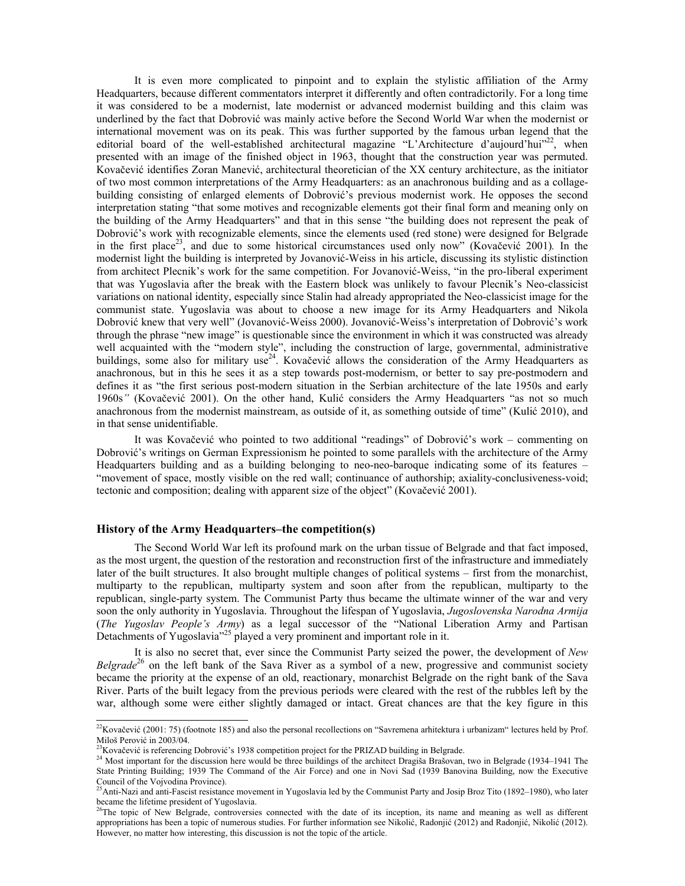It is even more complicated to pinpoint and to explain the stylistic affiliation of the Army Headquarters, because different commentators interpret it differently and often contradictorily. For a long time it was considered to be a modernist, late modernist or advanced modernist building and this claim was underlined by the fact that Dobrović was mainly active before the Second World War when the modernist or international movement was on its peak. This was further supported by the famous urban legend that the editorial board of the well-established architectural magazine "L'Architecture d'aujourd'hui"[22], when presented with an image of the finished object in 1963, thought that the construction year was permuted. Kovačević identifies Zoran Manević, architectural theoretician of the XX century architecture, as the initiator of two most common interpretations of the Army Headquarters: as an anachronous building and as a collage-building consisting of enlarged elements of Dobrović's previous modernist work. He opposes the second interpretation stating "that some motives and recognizable elements got their final form and meaning only on the building of the Army Headquarters" and that in this sense "the building does not represent the peak of Dobrović's work with recognizable elements, since the elements used (red stone) were designed for Belgrade in the first place[23], and due to some historical circumstances used only now" (Kovačević 2001). In the modernist light the building is interpreted by Jovanović-Weiss in his article, discussing its stylistic distinction from architect Plecnik's work for the same competition. For Jovanović-Weiss, "in the pro-liberal experiment that was Yugoslavia after the break with the Eastern block was unlikely to favour Plecnik's Neo-classicist variations on national identity, especially since Stalin had already appropriated the Neo-classicist image for the communist state. Yugoslavia was about to choose a new image for its Army Headquarters and Nikola Dobrović knew that very well" (Jovanović-Weiss 2000). Jovanović-Weiss's interpretation of Dobrović's work through the phrase "new image" is questionable since the environment in which it was constructed was already well acquainted with the "modern style", including the construction of large, governmental, administrative buildings, some also for military use[24]. Kovačević allows the consideration of the Army Headquarters as anachronous, but in this he sees it as a step towards post-modernism, or better to say pre-postmodern and defines it as "the first serious post-modern situation in the Serbian architecture of the late 1950s and early 1960s" (Kovačević 2001). On the other hand, Kulić considers the Army Headquarters "as not so much anachronous from the modernist mainstream, as outside of it, as something outside of time" (Kulić 2010), and in that sense unidentifiable.

It was Kovačević who pointed to two additional "readings" of Dobrović's work – commenting on Dobrović's writings on German Expressionism he pointed to some parallels with the architecture of the Army Headquarters building and as a building belonging to neo-neo-baroque indicating some of its features – "movement of space, mostly visible on the red wall; continuance of authorship; axiality-conclusiveness-void; tectonic and composition; dealing with apparent size of the object" (Kovačević 2001).

### History of the Army Headquarters–the competition(s)

The Second World War left its profound mark on the urban tissue of Belgrade and that fact imposed, as the most urgent, the question of the restoration and reconstruction first of the infrastructure and immediately later of the built structures. It also brought multiple changes of political systems – first from the monarchist, multiparty to the republican, multiparty system and soon after from the republican, multiparty to the republican, single-party system. The Communist Party thus became the ultimate winner of the war and very soon the only authority in Yugoslavia. Throughout the lifespan of Yugoslavia, *Jugoslovenska Narodna Armija* (*The Yugoslav People's Army*) as a legal successor of the "National Liberation Army and Partisan Detachments of Yugoslavia"[25] played a very prominent and important role in it.

It is also no secret that, ever since the Communist Party seized the power, the development of *New Belgrade*[26] on the left bank of the Sava River as a symbol of a new, progressive and communist society became the priority at the expense of an old, reactionary, monarchist Belgrade on the right bank of the Sava River. Parts of the built legacy from the previous periods were cleared with the rest of the rubbles left by the war, although some were either slightly damaged or intact. Great chances are that the key figure in this

---

[22] Kovačević (2001: 75) (footnote 185) and also the personal recollections on "Savremena arhitektura i urbanizam" lectures held by Prof. Miloš Perović in 2003/04.

[23] Kovačević is referencing Dobrović's 1938 competition project for the PRIZAD building in Belgrade.

[24] Most important for the discussion here would be three buildings of the architect Dragiša Brašovan, two in Belgrade (1934–1941 The State Printing Building; 1939 The Command of the Air Force) and one in Novi Sad (1939 Banovina Building, now the Executive Council of the Vojvodina Province).

[25] Anti-Nazi and anti-Fascist resistance movement in Yugoslavia led by the Communist Party and Josip Broz Tito (1892–1980), who later became the lifetime president of Yugoslavia.

[26] The topic of New Belgrade, controversies connected with the date of its inception, its name and meaning as well as different appropriations has been a topic of numerous studies. For further information see Nikolić, Radonjić (2012) and Radonjić, Nikolić (2012). However, no matter how interesting, this discussion is not the topic of the article.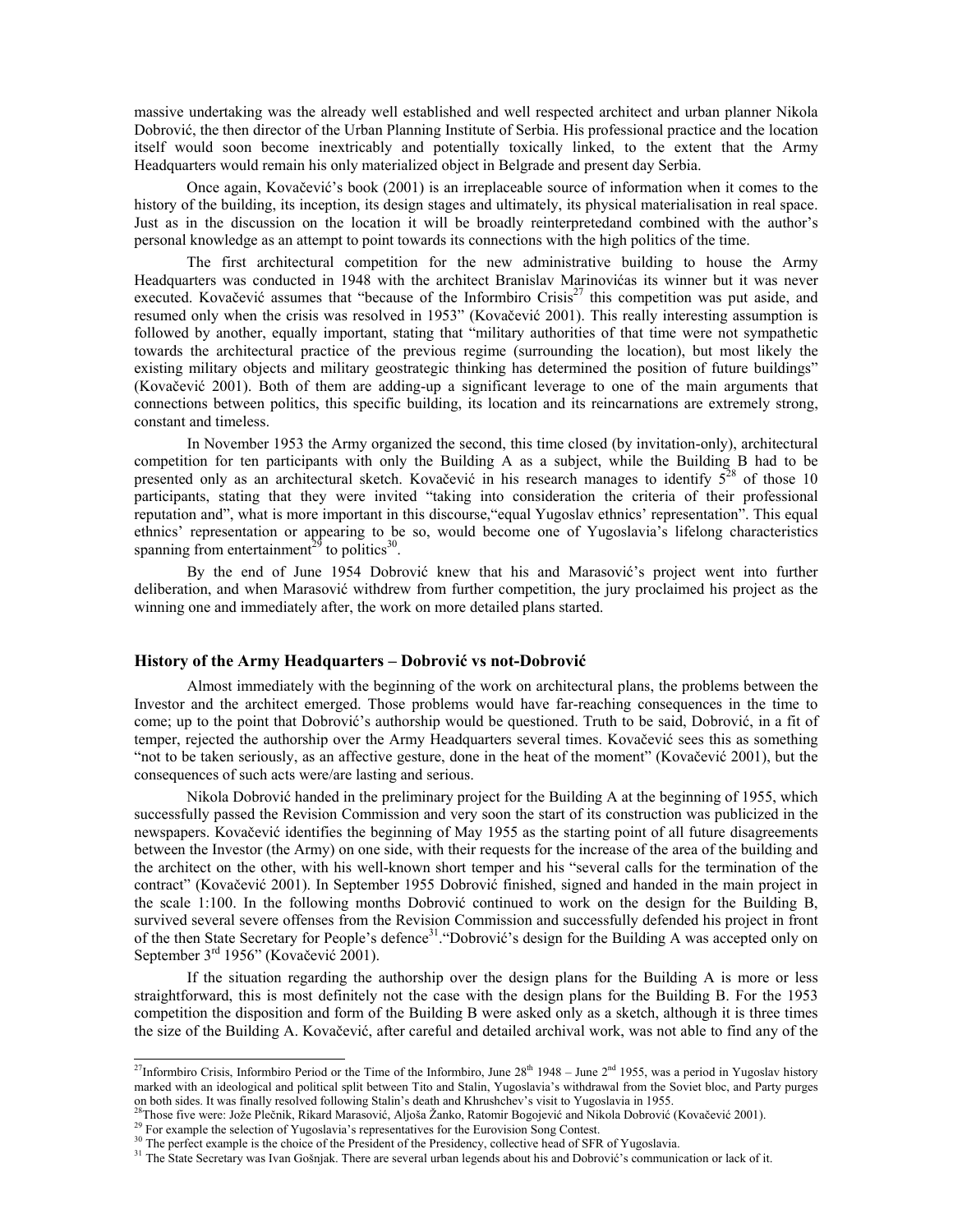massive undertaking was the already well established and well respected architect and urban planner Nikola Dobrović, the then director of the Urban Planning Institute of Serbia. His professional practice and the location itself would soon become inextricably and potentially toxically linked, to the extent that the Army Headquarters would remain his only materialized object in Belgrade and present day Serbia.

Once again, Kovačević's book (2001) is an irreplaceable source of information when it comes to the history of the building, its inception, its design stages and ultimately, its physical materialisation in real space. Just as in the discussion on the location it will be broadly reinterpretedand combined with the author's personal knowledge as an attempt to point towards its connections with the high politics of the time.

The first architectural competition for the new administrative building to house the Army Headquarters was conducted in 1948 with the architect Branislav Marinovićas its winner but it was never executed. Kovačević assumes that "because of the Informbiro Crisis[27] this competition was put aside, and resumed only when the crisis was resolved in 1953" (Kovačević 2001). This really interesting assumption is followed by another, equally important, stating that "military authorities of that time were not sympathetic towards the architectural practice of the previous regime (surrounding the location), but most likely the existing military objects and military geostrategic thinking has determined the position of future buildings" (Kovačević 2001). Both of them are adding-up a significant leverage to one of the main arguments that connections between politics, this specific building, its location and its reincarnations are extremely strong, constant and timeless.

In November 1953 the Army organized the second, this time closed (by invitation-only), architectural competition for ten participants with only the Building A as a subject, while the Building B had to be presented only as an architectural sketch. Kovačević in his research manages to identify 5[28] of those 10 participants, stating that they were invited "taking into consideration the criteria of their professional reputation and", what is more important in this discourse,"equal Yugoslav ethnics' representation". This equal ethnics' representation or appearing to be so, would become one of Yugoslavia's lifelong characteristics spanning from entertainment[29] to politics[30].

By the end of June 1954 Dobrović knew that his and Marasović's project went into further deliberation, and when Marasović withdrew from further competition, the jury proclaimed his project as the winning one and immediately after, the work on more detailed plans started.

### History of the Army Headquarters – Dobrović vs not-Dobrović

Almost immediately with the beginning of the work on architectural plans, the problems between the Investor and the architect emerged. Those problems would have far-reaching consequences in the time to come; up to the point that Dobrović's authorship would be questioned. Truth to be said, Dobrović, in a fit of temper, rejected the authorship over the Army Headquarters several times. Kovačević sees this as something "not to be taken seriously, as an affective gesture, done in the heat of the moment" (Kovačević 2001), but the consequences of such acts were/are lasting and serious.

Nikola Dobrović handed in the preliminary project for the Building A at the beginning of 1955, which successfully passed the Revision Commission and very soon the start of its construction was publicized in the newspapers. Kovačević identifies the beginning of May 1955 as the starting point of all future disagreements between the Investor (the Army) on one side, with their requests for the increase of the area of the building and the architect on the other, with his well-known short temper and his "several calls for the termination of the contract" (Kovačević 2001). In September 1955 Dobrović finished, signed and handed in the main project in the scale 1:100. In the following months Dobrović continued to work on the design for the Building B, survived several severe offenses from the Revision Commission and successfully defended his project in front of the then State Secretary for People's defence[31]."Dobrović's design for the Building A was accepted only on September 3rd 1956" (Kovačević 2001).

If the situation regarding the authorship over the design plans for the Building A is more or less straightforward, this is most definitely not the case with the design plans for the Building B. For the 1953 competition the disposition and form of the Building B were asked only as a sketch, although it is three times the size of the Building A. Kovačević, after careful and detailed archival work, was not able to find any of the

---

[27] Informbiro Crisis, Informbiro Period or the Time of the Informbiro, June 28th 1948 – June 2nd 1955, was a period in Yugoslav history marked with an ideological and political split between Tito and Stalin, Yugoslavia's withdrawal from the Soviet bloc, and Party purges on both sides. It was finally resolved following Stalin's death and Khrushchev's visit to Yugoslavia in 1955.

[28] Those five were: Jože Plečnik, Rikard Marasović, Aljoša Žanko, Ratomir Bogojević and Nikola Dobrović (Kovačević 2001).

[29] For example the selection of Yugoslavia's representatives for the Eurovision Song Contest.

[30] The perfect example is the choice of the President of the Presidency, collective head of SFR of Yugoslavia.

[31] The State Secretary was Ivan Gošnjak. There are several urban legends about his and Dobrović's communication or lack of it.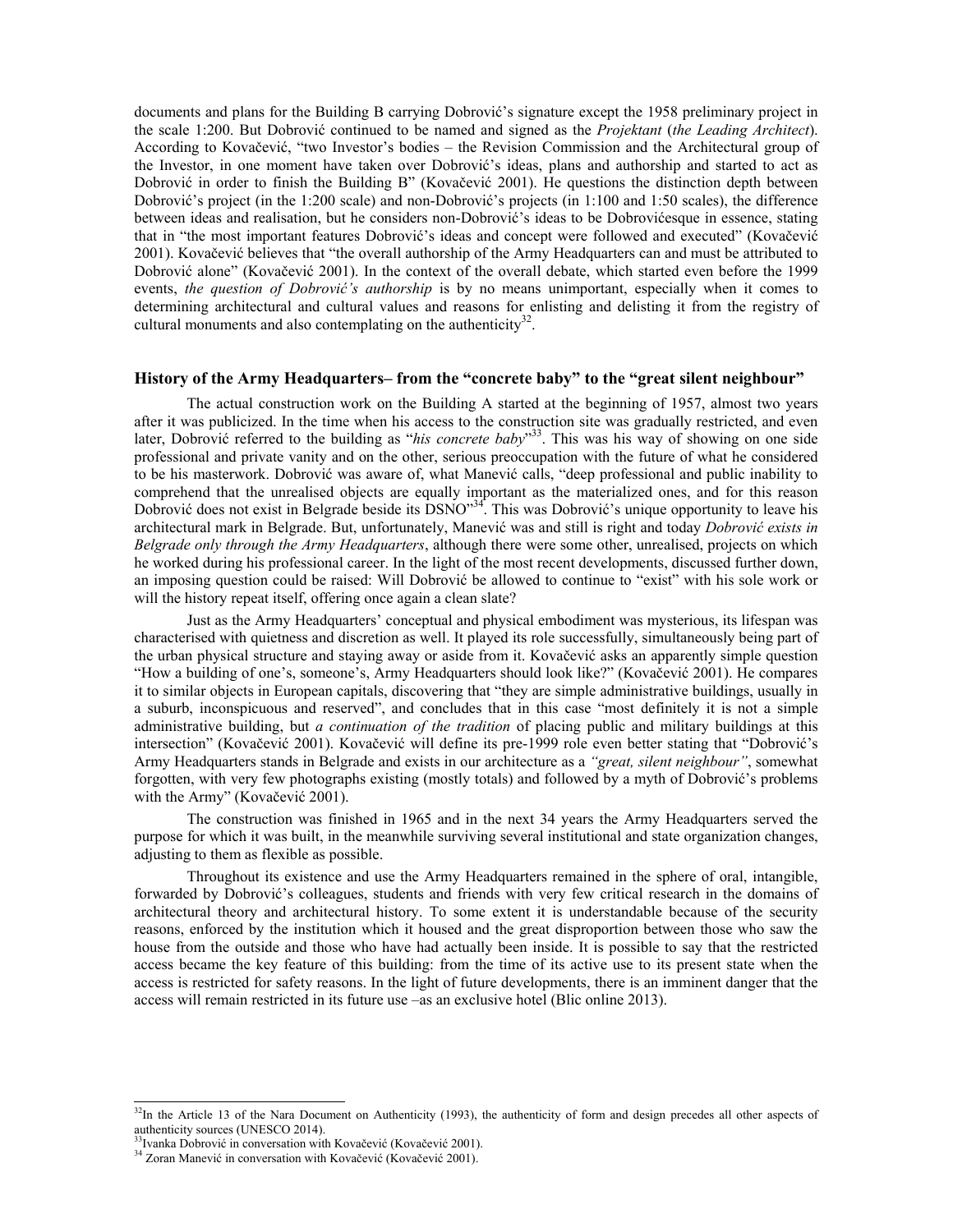documents and plans for the Building B carrying Dobrović's signature except the 1958 preliminary project in the scale 1:200. But Dobrović continued to be named and signed as the *Projektant* (*the Leading Architect*). According to Kovačević, "two Investor's bodies – the Revision Commission and the Architectural group of the Investor, in one moment have taken over Dobrović's ideas, plans and authorship and started to act as Dobrović in order to finish the Building B" (Kovačević 2001). He questions the distinction depth between Dobrović's project (in the 1:200 scale) and non-Dobrović's projects (in 1:100 and 1:50 scales), the difference between ideas and realisation, but he considers non-Dobrović's ideas to be Dobrovićesque in essence, stating that in "the most important features Dobrović's ideas and concept were followed and executed" (Kovačević 2001). Kovačević believes that "the overall authorship of the Army Headquarters can and must be attributed to Dobrović alone" (Kovačević 2001). In the context of the overall debate, which started even before the 1999 events, *the question of Dobrović's authorship* is by no means unimportant, especially when it comes to determining architectural and cultural values and reasons for enlisting and delisting it from the registry of cultural monuments and also contemplating on the authenticity[32].

## History of the Army Headquarters– from the "concrete baby" to the "great silent neighbour"

The actual construction work on the Building A started at the beginning of 1957, almost two years after it was publicized. In the time when his access to the construction site was gradually restricted, and even later, Dobrović referred to the building as "*his concrete baby*"[33]. This was his way of showing on one side professional and private vanity and on the other, serious preoccupation with the future of what he considered to be his masterwork. Dobrović was aware of, what Manević calls, "deep professional and public inability to comprehend that the unrealised objects are equally important as the materialized ones, and for this reason Dobrović does not exist in Belgrade beside its DSNO"[34]. This was Dobrović's unique opportunity to leave his architectural mark in Belgrade. But, unfortunately, Manević was and still is right and today *Dobrović exists in Belgrade only through the Army Headquarters*, although there were some other, unrealised, projects on which he worked during his professional career. In the light of the most recent developments, discussed further down, an imposing question could be raised: Will Dobrović be allowed to continue to "exist" with his sole work or will the history repeat itself, offering once again a clean slate?

Just as the Army Headquarters' conceptual and physical embodiment was mysterious, its lifespan was characterised with quietness and discretion as well. It played its role successfully, simultaneously being part of the urban physical structure and staying away or aside from it. Kovačević asks an apparently simple question "How a building of one's, someone's, Army Headquarters should look like?" (Kovačević 2001). He compares it to similar objects in European capitals, discovering that "they are simple administrative buildings, usually in a suburb, inconspicuous and reserved", and concludes that in this case "most definitely it is not a simple administrative building, but *a continuation of the tradition* of placing public and military buildings at this intersection" (Kovačević 2001). Kovačević will define its pre-1999 role even better stating that "Dobrović's Army Headquarters stands in Belgrade and exists in our architecture as a *"great, silent neighbour"*, somewhat forgotten, with very few photographs existing (mostly totals) and followed by a myth of Dobrović's problems with the Army" (Kovačević 2001).

The construction was finished in 1965 and in the next 34 years the Army Headquarters served the purpose for which it was built, in the meanwhile surviving several institutional and state organization changes, adjusting to them as flexible as possible.

Throughout its existence and use the Army Headquarters remained in the sphere of oral, intangible, forwarded by Dobrović's colleagues, students and friends with very few critical research in the domains of architectural theory and architectural history. To some extent it is understandable because of the security reasons, enforced by the institution which it housed and the great disproportion between those who saw the house from the outside and those who have had actually been inside. It is possible to say that the restricted access became the key feature of this building: from the time of its active use to its present state when the access is restricted for safety reasons. In the light of future developments, there is an imminent danger that the access will remain restricted in its future use –as an exclusive hotel (Blic online 2013).

---

[32] In the Article 13 of the Nara Document on Authenticity (1993), the authenticity of form and design precedes all other aspects of authenticity sources (UNESCO 2014).

[33] Ivanka Dobrović in conversation with Kovačević (Kovačević 2001).

[34] Zoran Manević in conversation with Kovačević (Kovačević 2001).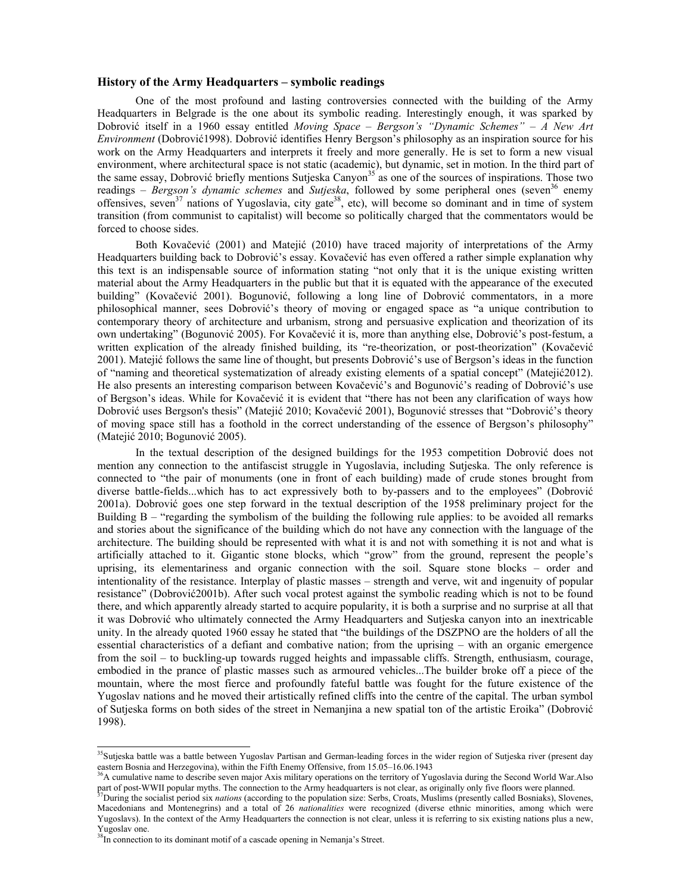### History of the Army Headquarters – symbolic readings

One of the most profound and lasting controversies connected with the building of the Army Headquarters in Belgrade is the one about its symbolic reading. Interestingly enough, it was sparked by Dobrović itself in a 1960 essay entitled *Moving Space – Bergson's "Dynamic Schemes" – A New Art Environment* (Dobrović1998). Dobrović identifies Henry Bergson's philosophy as an inspiration source for his work on the Army Headquarters and interprets it freely and more generally. He is set to form a new visual environment, where architectural space is not static (academic), but dynamic, set in motion. In the third part of the same essay, Dobrović briefly mentions Sutjeska Canyon[35] as one of the sources of inspirations. Those two readings – *Bergson's dynamic schemes* and *Sutjeska*, followed by some peripheral ones (seven[36] enemy offensives, seven[37] nations of Yugoslavia, city gate[38], etc), will become so dominant and in time of system transition (from communist to capitalist) will become so politically charged that the commentators would be forced to choose sides.

Both Kovačević (2001) and Matejić (2010) have traced majority of interpretations of the Army Headquarters building back to Dobrović's essay. Kovačević has even offered a rather simple explanation why this text is an indispensable source of information stating "not only that it is the unique existing written material about the Army Headquarters in the public but that it is equated with the appearance of the executed building" (Kovačević 2001). Bogunović, following a long line of Dobrović commentators, in a more philosophical manner, sees Dobrović's theory of moving or engaged space as "a unique contribution to contemporary theory of architecture and urbanism, strong and persuasive explication and theorization of its own undertaking" (Bogunović 2005). For Kovačević it is, more than anything else, Dobrović's post-festum, a written explication of the already finished building, its "re-theorization, or post-theorization" (Kovačević 2001). Matejić follows the same line of thought, but presents Dobrović's use of Bergson's ideas in the function of "naming and theoretical systematization of already existing elements of a spatial concept" (Matejić2012). He also presents an interesting comparison between Kovačević's and Bogunović's reading of Dobrović's use of Bergson's ideas. While for Kovačević it is evident that "there has not been any clarification of ways how Dobrović uses Bergson's thesis" (Matejić 2010; Kovačević 2001), Bogunović stresses that "Dobrović's theory of moving space still has a foothold in the correct understanding of the essence of Bergson's philosophy" (Matejić 2010; Bogunović 2005).

In the textual description of the designed buildings for the 1953 competition Dobrović does not mention any connection to the antifascist struggle in Yugoslavia, including Sutjeska. The only reference is connected to "the pair of monuments (one in front of each building) made of crude stones brought from diverse battle-fields...which has to act expressively both to by-passers and to the employees" (Dobrović 2001a). Dobrović goes one step forward in the textual description of the 1958 preliminary project for the Building B – "regarding the symbolism of the building the following rule applies: to be avoided all remarks and stories about the significance of the building which do not have any connection with the language of the architecture. The building should be represented with what it is and not with something it is not and what is artificially attached to it. Gigantic stone blocks, which "grow" from the ground, represent the people's uprising, its elementariness and organic connection with the soil. Square stone blocks – order and intentionality of the resistance. Interplay of plastic masses – strength and verve, wit and ingenuity of popular resistance" (Dobrović2001b). After such vocal protest against the symbolic reading which is not to be found there, and which apparently already started to acquire popularity, it is both a surprise and no surprise at all that it was Dobrović who ultimately connected the Army Headquarters and Sutjeska canyon into an inextricable unity. In the already quoted 1960 essay he stated that "the buildings of the DSZPNO are the holders of all the essential characteristics of a defiant and combative nation; from the uprising – with an organic emergence from the soil – to buckling-up towards rugged heights and impassable cliffs. Strength, enthusiasm, courage, embodied in the prance of plastic masses such as armoured vehicles...The builder broke off a piece of the mountain, where the most fierce and profoundly fateful battle was fought for the future existence of the Yugoslav nations and he moved their artistically refined cliffs into the centre of the capital. The urban symbol of Sutjeska forms on both sides of the street in Nemanjina a new spatial ton of the artistic Eroika" (Dobrović 1998).

---

[35] Sutjeska battle was a battle between Yugoslav Partisan and German-leading forces in the wider region of Sutjeska river (present day eastern Bosnia and Herzegovina), within the Fifth Enemy Offensive, from 15.05–16.06.1943

[36] A cumulative name to describe seven major Axis military operations on the territory of Yugoslavia during the Second World War. Also part of post-WWII popular myths. The connection to the Army headquarters is not clear, as originally only five floors were planned.

[37] During the socialist period six *nations* (according to the population size: Serbs, Croats, Muslims (presently called Bosniaks), Slovenes, Macedonians and Montenegrins) and a total of 26 *nationalities* were recognized (diverse ethnic minorities, among which were Yugoslavs). In the context of the Army Headquarters the connection is not clear, unless it is referring to six existing nations plus a new, Yugoslav one.

[38] In connection to its dominant motif of a cascade opening in Nemanja's Street.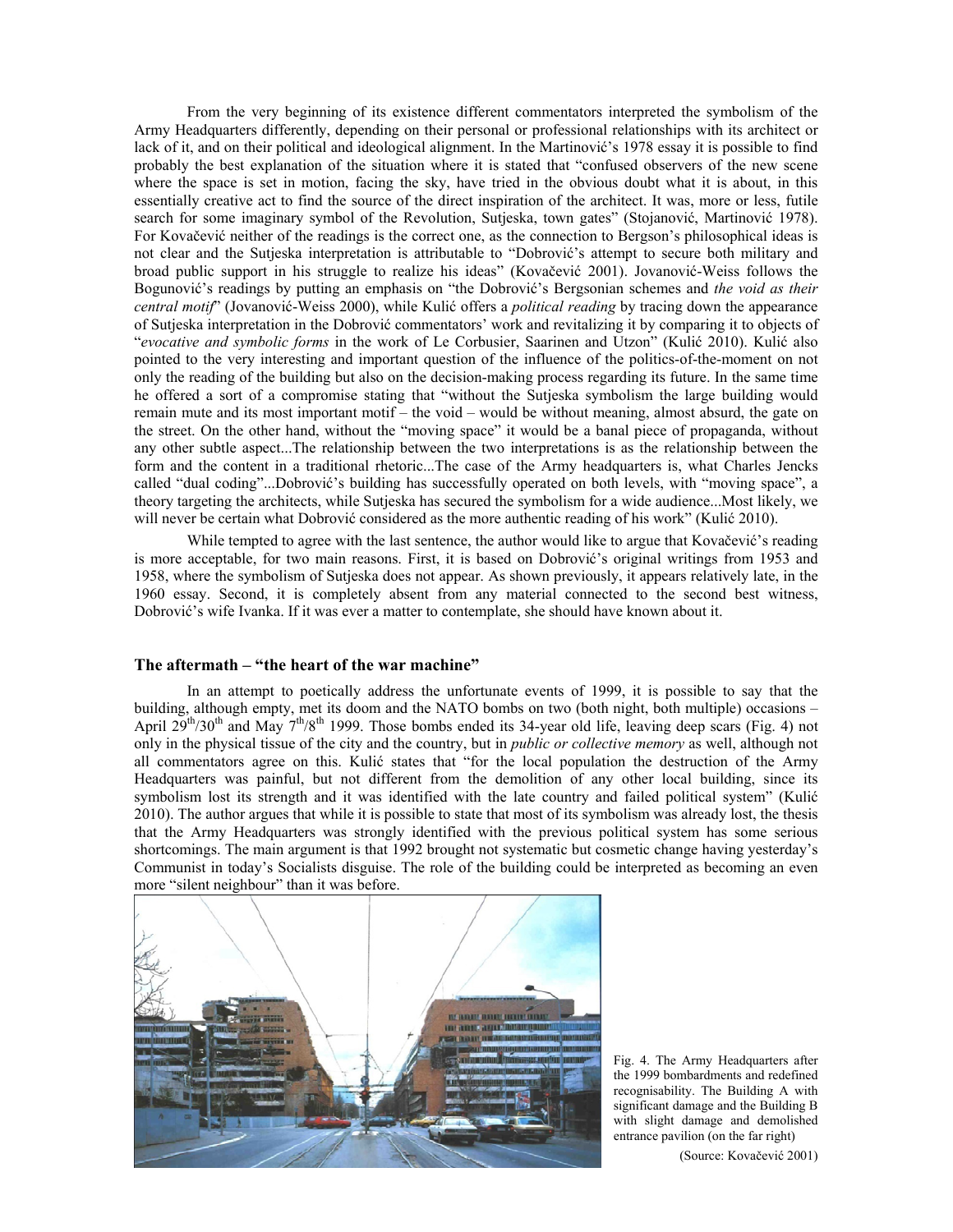From the very beginning of its existence different commentators interpreted the symbolism of the Army Headquarters differently, depending on their personal or professional relationships with its architect or lack of it, and on their political and ideological alignment. In the Martinović's 1978 essay it is possible to find probably the best explanation of the situation where it is stated that "confused observers of the new scene where the space is set in motion, facing the sky, have tried in the obvious doubt what it is about, in this essentially creative act to find the source of the direct inspiration of the architect. It was, more or less, futile search for some imaginary symbol of the Revolution, Sutjeska, town gates" (Stojanović, Martinović 1978). For Kovačević neither of the readings is the correct one, as the connection to Bergson's philosophical ideas is not clear and the Sutjeska interpretation is attributable to "Dobrović's attempt to secure both military and broad public support in his struggle to realize his ideas" (Kovačević 2001). Jovanović-Weiss follows the Bogunović's readings by putting an emphasis on "the Dobrović's Bergsonian schemes and *the void as their central motif*" (Jovanović-Weiss 2000), while Kulić offers a *political reading* by tracing down the appearance of Sutjeska interpretation in the Dobrović commentators' work and revitalizing it by comparing it to objects of "*evocative and symbolic forms* in the work of Le Corbusier, Saarinen and Utzon" (Kulić 2010). Kulić also pointed to the very interesting and important question of the influence of the politics-of-the-moment on not only the reading of the building but also on the decision-making process regarding its future. In the same time he offered a sort of a compromise stating that "without the Sutjeska symbolism the large building would remain mute and its most important motif – the void – would be without meaning, almost absurd, the gate on the street. On the other hand, without the "moving space" it would be a banal piece of propaganda, without any other subtle aspect...The relationship between the two interpretations is as the relationship between the form and the content in a traditional rhetoric...The case of the Army headquarters is, what Charles Jencks called "dual coding"...Dobrović's building has successfully operated on both levels, with "moving space", a theory targeting the architects, while Sutjeska has secured the symbolism for a wide audience...Most likely, we will never be certain what Dobrović considered as the more authentic reading of his work" (Kulić 2010).

While tempted to agree with the last sentence, the author would like to argue that Kovačević's reading is more acceptable, for two main reasons. First, it is based on Dobrović's original writings from 1953 and 1958, where the symbolism of Sutjeska does not appear. As shown previously, it appears relatively late, in the 1960 essay. Second, it is completely absent from any material connected to the second best witness, Dobrović's wife Ivanka. If it was ever a matter to contemplate, she should have known about it.

## The aftermath – "the heart of the war machine"

In an attempt to poetically address the unfortunate events of 1999, it is possible to say that the building, although empty, met its doom and the NATO bombs on two (both night, both multiple) occasions – April 29th/30th and May 7th/8th 1999. Those bombs ended its 34-year old life, leaving deep scars (Fig. 4) not only in the physical tissue of the city and the country, but in *public or collective memory* as well, although not all commentators agree on this. Kulić states that "for the local population the destruction of the Army Headquarters was painful, but not different from the demolition of any other local building, since its symbolism lost its strength and it was identified with the late country and failed political system" (Kulić 2010). The author argues that while it is possible to state that most of its symbolism was already lost, the thesis that the Army Headquarters was strongly identified with the previous political system has some serious shortcomings. The main argument is that 1992 brought not systematic but cosmetic change having yesterday's Communist in today's Socialists disguise. The role of the building could be interpreted as becoming an even more "silent neighbour" than it was before.

Fig. 4. The Army Headquarters after the 1999 bombardments and redefined recognisability. The Building A with significant damage and the Building B with slight damage and demolished entrance pavilion (on the far right)

(Source: Kovačević 2001)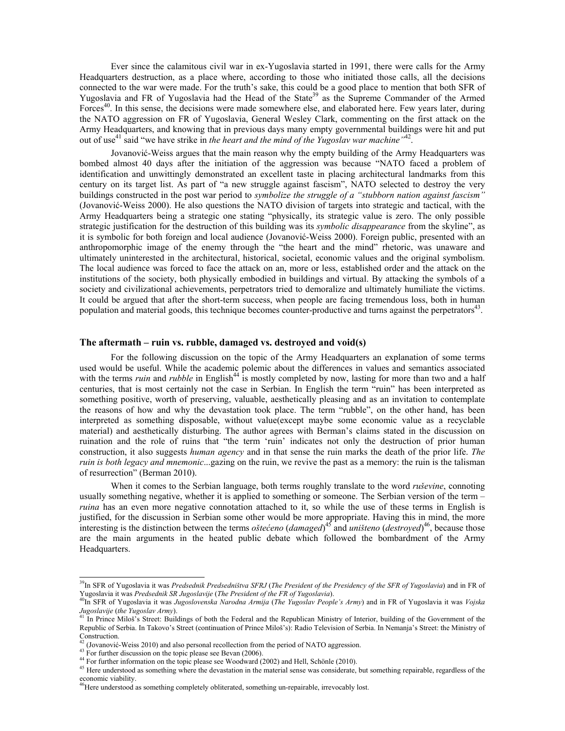Ever since the calamitous civil war in ex-Yugoslavia started in 1991, there were calls for the Army Headquarters destruction, as a place where, according to those who initiated those calls, all the decisions connected to the war were made. For the truth's sake, this could be a good place to mention that both SFR of Yugoslavia and FR of Yugoslavia had the Head of the State[39] as the Supreme Commander of the Armed Forces[40]. In this sense, the decisions were made somewhere else, and elaborated here. Few years later, during the NATO aggression on FR of Yugoslavia, General Wesley Clark, commenting on the first attack on the Army Headquarters, and knowing that in previous days many empty governmental buildings were hit and put out of use[41] said "we have strike in *the heart and the mind of the Yugoslav war machine"*[42].

Jovanović-Weiss argues that the main reason why the empty building of the Army Headquarters was bombed almost 40 days after the initiation of the aggression was because "NATO faced a problem of identification and unwittingly demonstrated an excellent taste in placing architectural landmarks from this century on its target list. As part of "a new struggle against fascism", NATO selected to destroy the very buildings constructed in the post war period to *symbolize the struggle of a "stubborn nation against fascism"* (Jovanović-Weiss 2000). He also questions the NATO division of targets into strategic and tactical, with the Army Headquarters being a strategic one stating "physically, its strategic value is zero. The only possible strategic justification for the destruction of this building was its *symbolic disappearance* from the skyline", as it is symbolic for both foreign and local audience (Jovanović-Weiss 2000). Foreign public, presented with an anthropomorphic image of the enemy through the "the heart and the mind" rhetoric, was unaware and ultimately uninterested in the architectural, historical, societal, economic values and the original symbolism. The local audience was forced to face the attack on an, more or less, established order and the attack on the institutions of the society, both physically embodied in buildings and virtual. By attacking the symbols of a society and civilizational achievements, perpetrators tried to demoralize and ultimately humiliate the victims. It could be argued that after the short-term success, when people are facing tremendous loss, both in human population and material goods, this technique becomes counter-productive and turns against the perpetrators[43].

### The aftermath – ruin vs. rubble, damaged vs. destroyed and void(s)

For the following discussion on the topic of the Army Headquarters an explanation of some terms used would be useful. While the academic polemic about the differences in values and semantics associated with the terms *ruin* and *rubble* in English[44] is mostly completed by now, lasting for more than two and a half centuries, that is most certainly not the case in Serbian. In English the term "ruin" has been interpreted as something positive, worth of preserving, valuable, aesthetically pleasing and as an invitation to contemplate the reasons of how and why the devastation took place. The term "rubble", on the other hand, has been interpreted as something disposable, without value(except maybe some economic value as a recyclable material) and aesthetically disturbing. The author agrees with Berman's claims stated in the discussion on ruination and the role of ruins that "the term 'ruin' indicates not only the destruction of prior human construction, it also suggests *human agency* and in that sense the ruin marks the death of the prior life. *The ruin is both legacy and mnemonic*...gazing on the ruin, we revive the past as a memory: the ruin is the talisman of resurrection" (Berman 2010).

When it comes to the Serbian language, both terms roughly translate to the word *ruševine*, connoting usually something negative, whether it is applied to something or someone. The Serbian version of the term – *ruina* has an even more negative connotation attached to it, so while the use of these terms in English is justified, for the discussion in Serbian some other would be more appropriate. Having this in mind, the more interesting is the distinction between the terms *oštećeno* (*damaged*)[45] and *uništeno* (*destroyed*)[46], because those are the main arguments in the heated public debate which followed the bombardment of the Army Headquarters.

---

[39] In SFR of Yugoslavia it was *Predsednik Predsedništva SFRJ* (*The President of the Presidency of the SFR of Yugoslavia*) and in FR of Yugoslavia it was *Predsednik SR Jugoslavije* (*The President of the FR of Yugoslavia*).

[40] In SFR of Yugoslavia it was *Jugoslovenska Narodna Armija* (*The Yugoslav People's Army*) and in FR of Yugoslavia it was *Vojska Jugoslavije* (*the Yugoslav Army*).

[41] In Prince Miloš's Street: Buildings of both the Federal and the Republican Ministry of Interior, building of the Government of the Republic of Serbia. In Takovo's Street (continuation of Prince Miloš's): Radio Television of Serbia. In Nemanja's Street: the Ministry of Construction.

[42] (Jovanović-Weiss 2010) and also personal recollection from the period of NATO aggression.

[43] For further discussion on the topic please see Bevan (2006).

[44] For further information on the topic please see Woodward (2002) and Hell, Schönle (2010).

[45] Here understood as something where the devastation in the material sense was considerate, but something repairable, regardless of the economic viability.

[46] Here understood as something completely obliterated, something un-repairable, irrevocably lost.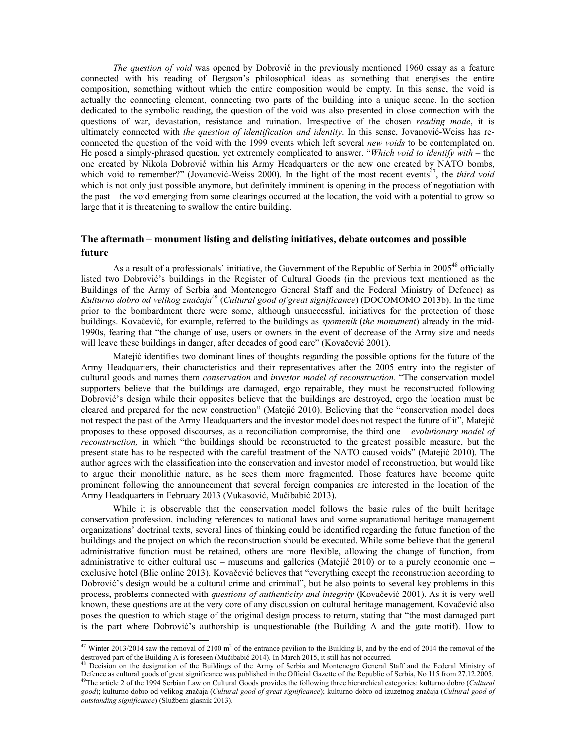*The question of void* was opened by Dobrović in the previously mentioned 1960 essay as a feature connected with his reading of Bergson's philosophical ideas as something that energises the entire composition, something without which the entire composition would be empty. In this sense, the void is actually the connecting element, connecting two parts of the building into a unique scene. In the section dedicated to the symbolic reading, the question of the void was also presented in close connection with the questions of war, devastation, resistance and ruination. Irrespective of the chosen *reading mode*, it is ultimately connected with *the question of identification and identity*. In this sense, Jovanović-Weiss has re-connected the question of the void with the 1999 events which left several *new voids* to be contemplated on. He posed a simply-phrased question, yet extremely complicated to answer. "*Which void to identify with* – the one created by Nikola Dobrović within his Army Headquarters or the new one created by NATO bombs, which void to remember?" (Jovanović-Weiss 2000). In the light of the most recent events[47], the *third void* which is not only just possible anymore, but definitely imminent is opening in the process of negotiation with the past – the void emerging from some clearings occurred at the location, the void with a potential to grow so large that it is threatening to swallow the entire building.

## The aftermath – monument listing and delisting initiatives, debate outcomes and possible future

As a result of a professionals' initiative, the Government of the Republic of Serbia in 2005[48] officially listed two Dobrović's buildings in the Register of Cultural Goods (in the previous text mentioned as the Buildings of the Army of Serbia and Montenegro General Staff and the Federal Ministry of Defence) as *Kulturno dobro od velikog značaja*[49] (*Cultural good of great significance*) (DOCOMOMO 2013b). In the time prior to the bombardment there were some, although unsuccessful, initiatives for the protection of those buildings. Kovačević, for example, referred to the buildings as *spomenik* (*the monument*) already in the mid-1990s, fearing that "the change of use, users or owners in the event of decrease of the Army size and needs will leave these buildings in danger, after decades of good care" (Kovačević 2001).

Matejić identifies two dominant lines of thoughts regarding the possible options for the future of the Army Headquarters, their characteristics and their representatives after the 2005 entry into the register of cultural goods and names them *conservation* and *investor model of reconstruction*. "The conservation model supporters believe that the buildings are damaged, ergo repairable, they must be reconstructed following Dobrović's design while their opposites believe that the buildings are destroyed, ergo the location must be cleared and prepared for the new construction" (Matejić 2010). Believing that the "conservation model does not respect the past of the Army Headquarters and the investor model does not respect the future of it", Matejić proposes to these opposed discourses, as a reconciliation compromise, the third one – *evolutionary model of reconstruction,* in which "the buildings should be reconstructed to the greatest possible measure, but the present state has to be respected with the careful treatment of the NATO caused voids" (Matejić 2010). The author agrees with the classification into the conservation and investor model of reconstruction, but would like to argue their monolithic nature, as he sees them more fragmented. Those features have become quite prominent following the announcement that several foreign companies are interested in the location of the Army Headquarters in February 2013 (Vukasović, Mučibabić 2013).

While it is observable that the conservation model follows the basic rules of the built heritage conservation profession, including references to national laws and some supranational heritage management organizations' doctrinal texts, several lines of thinking could be identified regarding the future function of the buildings and the project on which the reconstruction should be executed. While some believe that the general administrative function must be retained, others are more flexible, allowing the change of function, from administrative to either cultural use – museums and galleries (Matejić 2010) or to a purely economic one – exclusive hotel (Blic online 2013). Kovačević believes that "everything except the reconstruction according to Dobrović's design would be a cultural crime and criminal", but he also points to several key problems in this process, problems connected with *questions of authenticity and integrity* (Kovačević 2001). As it is very well known, these questions are at the very core of any discussion on cultural heritage management. Kovačević also poses the question to which stage of the original design process to return, stating that "the most damaged part is the part where Dobrović's authorship is unquestionable (the Building A and the gate motif). How to

---

[47] Winter 2013/2014 saw the removal of 2100 m$^2$ of the entrance pavilion to the Building B, and by the end of 2014 the removal of the destroyed part of the Building A is foreseen (Mučibabić 2014). In March 2015, it still has not occurred.

[48] Decision on the designation of the Buildings of the Army of Serbia and Montenegro General Staff and the Federal Ministry of Defence as cultural goods of great significance was published in the Official Gazette of the Republic of Serbia, No 115 from 27.12.2005.

[49] The article 2 of the 1994 Serbian Law on Cultural Goods provides the following three hierarchical categories: kulturno dobro (*Cultural good*); kulturno dobro od velikog značaja (*Cultural good of great significance*); kulturno dobro od izuzetnog značaja (*Cultural good of outstanding significance*) (Službeni glasnik 2013).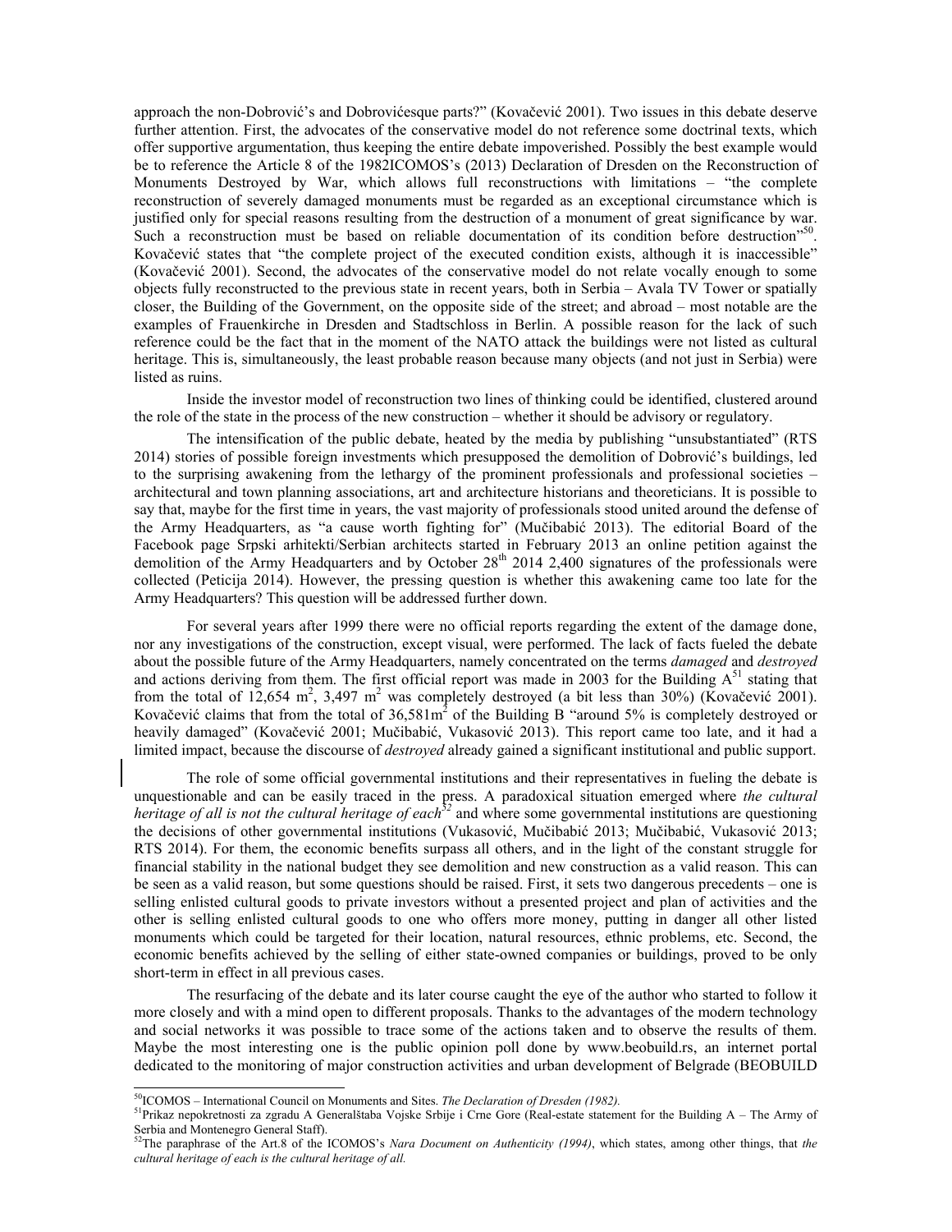approach the non-Dobrović's and Dobrovićesque parts?" (Kovačević 2001). Two issues in this debate deserve further attention. First, the advocates of the conservative model do not reference some doctrinal texts, which offer supportive argumentation, thus keeping the entire debate impoverished. Possibly the best example would be to reference the Article 8 of the 1982ICOMOS's (2013) Declaration of Dresden on the Reconstruction of Monuments Destroyed by War, which allows full reconstructions with limitations – "the complete reconstruction of severely damaged monuments must be regarded as an exceptional circumstance which is justified only for special reasons resulting from the destruction of a monument of great significance by war. Such a reconstruction must be based on reliable documentation of its condition before destruction"[50]. Kovačević states that "the complete project of the executed condition exists, although it is inaccessible" (Kovačević 2001). Second, the advocates of the conservative model do not relate vocally enough to some objects fully reconstructed to the previous state in recent years, both in Serbia – Avala TV Tower or spatially closer, the Building of the Government, on the opposite side of the street; and abroad – most notable are the examples of Frauenkirche in Dresden and Stadtschloss in Berlin. A possible reason for the lack of such reference could be the fact that in the moment of the NATO attack the buildings were not listed as cultural heritage. This is, simultaneously, the least probable reason because many objects (and not just in Serbia) were listed as ruins.

Inside the investor model of reconstruction two lines of thinking could be identified, clustered around the role of the state in the process of the new construction – whether it should be advisory or regulatory.

The intensification of the public debate, heated by the media by publishing "unsubstantiated" (RTS 2014) stories of possible foreign investments which presupposed the demolition of Dobrović's buildings, led to the surprising awakening from the lethargy of the prominent professionals and professional societies – architectural and town planning associations, art and architecture historians and theoreticians. It is possible to say that, maybe for the first time in years, the vast majority of professionals stood united around the defense of the Army Headquarters, as "a cause worth fighting for" (Mučibabić 2013). The editorial Board of the Facebook page Srpski arhitekti/Serbian architects started in February 2013 an online petition against the demolition of the Army Headquarters and by October 28th 2014 2,400 signatures of the professionals were collected (Peticija 2014). However, the pressing question is whether this awakening came too late for the Army Headquarters? This question will be addressed further down.

For several years after 1999 there were no official reports regarding the extent of the damage done, nor any investigations of the construction, except visual, were performed. The lack of facts fueled the debate about the possible future of the Army Headquarters, namely concentrated on the terms *damaged* and *destroyed* and actions deriving from them. The first official report was made in 2003 for the Building A[51] stating that from the total of 12,654 m$^2$, 3,497 m$^2$ was completely destroyed (a bit less than 30%) (Kovačević 2001). Kovačević claims that from the total of 36,581m$^2$ of the Building B "around 5% is completely destroyed or heavily damaged" (Kovačević 2001; Mučibabić, Vukasović 2013). This report came too late, and it had a limited impact, because the discourse of *destroyed* already gained a significant institutional and public support.

The role of some official governmental institutions and their representatives in fueling the debate is unquestionable and can be easily traced in the press. A paradoxical situation emerged where *the cultural heritage of all is not the cultural heritage of each*[52] and where some governmental institutions are questioning the decisions of other governmental institutions (Vukasović, Mučibabić 2013; Mučibabić, Vukasović 2013; RTS 2014). For them, the economic benefits surpass all others, and in the light of the constant struggle for financial stability in the national budget they see demolition and new construction as a valid reason. This can be seen as a valid reason, but some questions should be raised. First, it sets two dangerous precedents – one is selling enlisted cultural goods to private investors without a presented project and plan of activities and the other is selling enlisted cultural goods to one who offers more money, putting in danger all other listed monuments which could be targeted for their location, natural resources, ethnic problems, etc. Second, the economic benefits achieved by the selling of either state-owned companies or buildings, proved to be only short-term in effect in all previous cases.

The resurfacing of the debate and its later course caught the eye of the author who started to follow it more closely and with a mind open to different proposals. Thanks to the advantages of the modern technology and social networks it was possible to trace some of the actions taken and to observe the results of them. Maybe the most interesting one is the public opinion poll done by www.beobuild.rs, an internet portal dedicated to the monitoring of major construction activities and urban development of Belgrade (BEOBUILD

---

[50] ICOMOS – International Council on Monuments and Sites. *The Declaration of Dresden (1982).*

[51] Prikaz nepokretnosti za zgradu A Generalštaba Vojske Srbije i Crne Gore (Real-estate statement for the Building A – The Army of Serbia and Montenegro General Staff).

[52] The paraphrase of the Art.8 of the ICOMOS's *Nara Document on Authenticity (1994)*, which states, among other things, that *the cultural heritage of each is the cultural heritage of all.*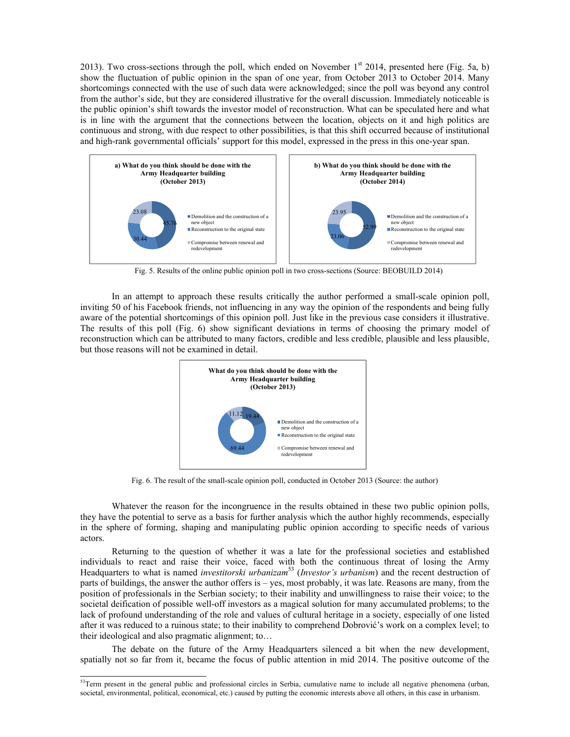2013). Two cross-sections through the poll, which ended on November 1st 2014, presented here (Fig. 5a, b) show the fluctuation of public opinion in the span of one year, from October 2013 to October 2014. Many shortcomings connected with the use of such data were acknowledged; since the poll was beyond any control from the author's side, but they are considered illustrative for the overall discussion. Immediately noticeable is the public opinion's shift towards the investor model of reconstruction. What can be speculated here and what is in line with the argument that the connections between the location, objects on it and high politics are continuous and strong, with due respect to other possibilities, is that this shift occurred because of institutional and high-rank governmental officials' support for this model, expressed in the press in this one-year span.

**a) What do you think should be done with the Army Headquarter building (October 2013)**

45.76
30.44
23.08

Demolition and the construction of a new object
Reconstruction to the original state
Compromise between renewal and redevelopment

**b) What do you think should be done with the Army Headquarter building (October 2014)**

52.99
23.06
23.95

Demolition and the construction of a new object
Reconstruction to the original state
Compromise between renewal and redevelopment

Fig. 5. Results of the online public opinion poll in two cross-sections (Source: BEOBUILD 2014)

In an attempt to approach these results critically the author performed a small-scale opinion poll, inviting 50 of his Facebook friends, not influencing in any way the opinion of the respondents and being fully aware of the potential shortcomings of this opinion poll. Just like in the previous case considers it illustrative. The results of this poll (Fig. 6) show significant deviations in terms of choosing the primary model of reconstruction which can be attributed to many factors, credible and less credible, plausible and less plausible, but those reasons will not be examined in detail.

**What do you think should be done with the Army Headquarter building (October 2013)**

19.44
69.44
11.12

Demolition and the construction of a new object
Reconstruction to the original state
Compromise between renewal and redevelopment

Fig. 6. The result of the small-scale opinion poll, conducted in October 2013 (Source: the author)

Whatever the reason for the incongruence in the results obtained in these two public opinion polls, they have the potential to serve as a basis for further analysis which the author highly recommends, especially in the sphere of forming, shaping and manipulating public opinion according to specific needs of various actors.

Returning to the question of whether it was a late for the professional societies and established individuals to react and raise their voice, faced with both the continuous threat of losing the Army Headquarters to what is named *investitorski urbanizam*[53] (*Investor's urbanism*) and the recent destruction of parts of buildings, the answer the author offers is – yes, most probably, it was late. Reasons are many, from the position of professionals in the Serbian society; to their inability and unwillingness to raise their voice; to the societal deification of possible well-off investors as a magical solution for many accumulated problems; to the lack of profound understanding of the role and values of cultural heritage in a society, especially of one listed after it was reduced to a ruinous state; to their inability to comprehend Dobrović's work on a complex level; to their ideological and also pragmatic alignment; to…

The debate on the future of the Army Headquarters silenced a bit when the new development, spatially not so far from it, became the focus of public attention in mid 2014. The positive outcome of the

[53]Term present in the general public and professional circles in Serbia, cumulative name to include all negative phenomena (urban, societal, environmental, political, economical, etc.) caused by putting the economic interests above all others, in this case in urbanism.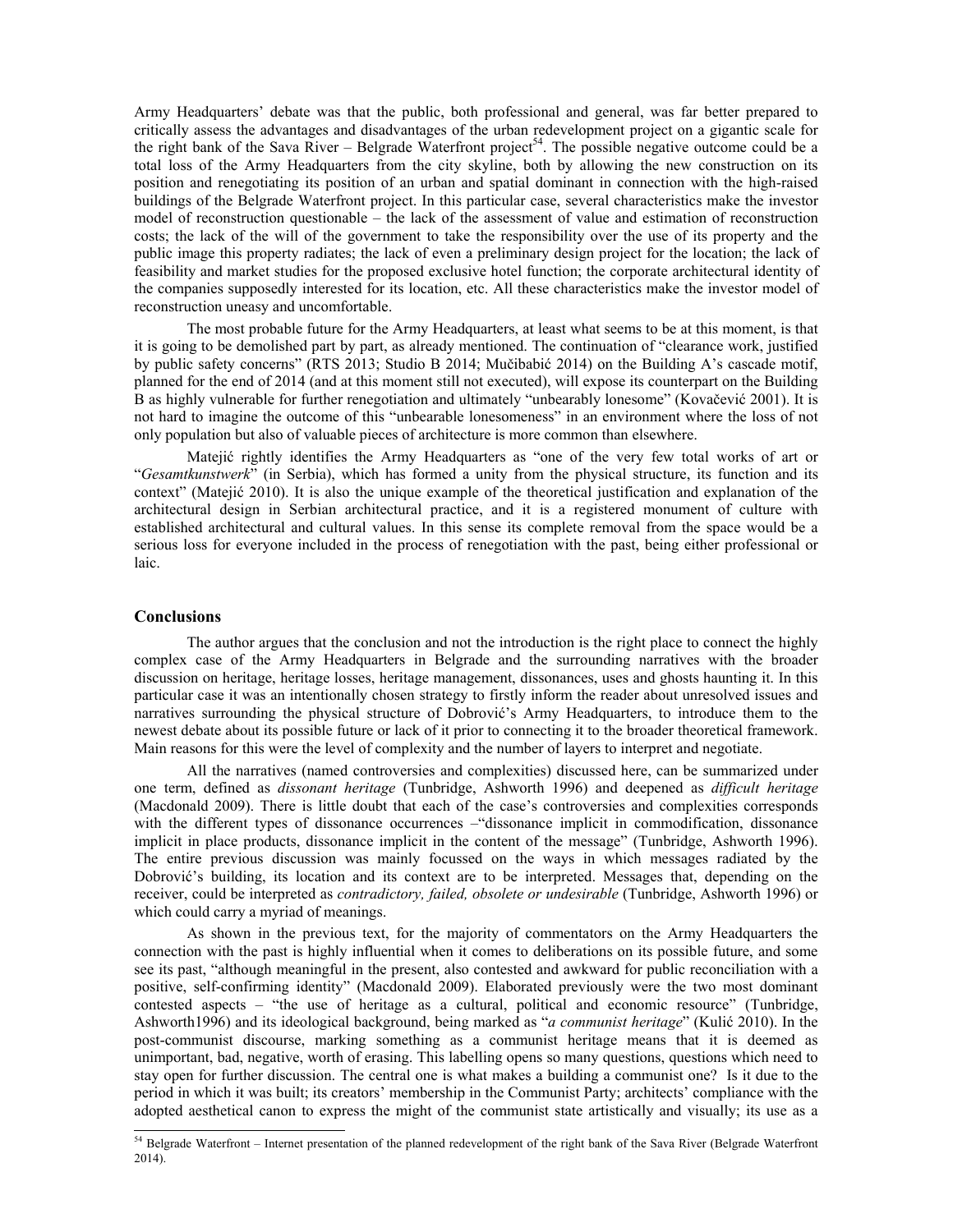Army Headquarters' debate was that the public, both professional and general, was far better prepared to critically assess the advantages and disadvantages of the urban redevelopment project on a gigantic scale for the right bank of the Sava River – Belgrade Waterfront project[54]. The possible negative outcome could be a total loss of the Army Headquarters from the city skyline, both by allowing the new construction on its position and renegotiating its position of an urban and spatial dominant in connection with the high-raised buildings of the Belgrade Waterfront project. In this particular case, several characteristics make the investor model of reconstruction questionable – the lack of the assessment of value and estimation of reconstruction costs; the lack of the will of the government to take the responsibility over the use of its property and the public image this property radiates; the lack of even a preliminary design project for the location; the lack of feasibility and market studies for the proposed exclusive hotel function; the corporate architectural identity of the companies supposedly interested for its location, etc. All these characteristics make the investor model of reconstruction uneasy and uncomfortable.

The most probable future for the Army Headquarters, at least what seems to be at this moment, is that it is going to be demolished part by part, as already mentioned. The continuation of "clearance work, justified by public safety concerns" (RTS 2013; Studio B 2014; Mučibabić 2014) on the Building A's cascade motif, planned for the end of 2014 (and at this moment still not executed), will expose its counterpart on the Building B as highly vulnerable for further renegotiation and ultimately "unbearably lonesome" (Kovačević 2001). It is not hard to imagine the outcome of this "unbearable lonesomeness" in an environment where the loss of not only population but also of valuable pieces of architecture is more common than elsewhere.

Matejić rightly identifies the Army Headquarters as "one of the very few total works of art or "*Gesamtkunstwerk*" (in Serbia), which has formed a unity from the physical structure, its function and its context" (Matejić 2010). It is also the unique example of the theoretical justification and explanation of the architectural design in Serbian architectural practice, and it is a registered monument of culture with established architectural and cultural values. In this sense its complete removal from the space would be a serious loss for everyone included in the process of renegotiation with the past, being either professional or laic.

## Conclusions

The author argues that the conclusion and not the introduction is the right place to connect the highly complex case of the Army Headquarters in Belgrade and the surrounding narratives with the broader discussion on heritage, heritage losses, heritage management, dissonances, uses and ghosts haunting it. In this particular case it was an intentionally chosen strategy to firstly inform the reader about unresolved issues and narratives surrounding the physical structure of Dobrović's Army Headquarters, to introduce them to the newest debate about its possible future or lack of it prior to connecting it to the broader theoretical framework. Main reasons for this were the level of complexity and the number of layers to interpret and negotiate.

All the narratives (named controversies and complexities) discussed here, can be summarized under one term, defined as *dissonant heritage* (Tunbridge, Ashworth 1996) and deepened as *difficult heritage* (Macdonald 2009). There is little doubt that each of the case's controversies and complexities corresponds with the different types of dissonance occurrences –"dissonance implicit in commodification, dissonance implicit in place products, dissonance implicit in the content of the message" (Tunbridge, Ashworth 1996). The entire previous discussion was mainly focussed on the ways in which messages radiated by the Dobrović's building, its location and its context are to be interpreted. Messages that, depending on the receiver, could be interpreted as *contradictory, failed, obsolete or undesirable* (Tunbridge, Ashworth 1996) or which could carry a myriad of meanings.

As shown in the previous text, for the majority of commentators on the Army Headquarters the connection with the past is highly influential when it comes to deliberations on its possible future, and some see its past, "although meaningful in the present, also contested and awkward for public reconciliation with a positive, self-confirming identity" (Macdonald 2009). Elaborated previously were the two most dominant contested aspects – "the use of heritage as a cultural, political and economic resource" (Tunbridge, Ashworth1996) and its ideological background, being marked as "*a communist heritage*" (Kulić 2010). In the post-communist discourse, marking something as a communist heritage means that it is deemed as unimportant, bad, negative, worth of erasing. This labelling opens so many questions, questions which need to stay open for further discussion. The central one is what makes a building a communist one? Is it due to the period in which it was built; its creators' membership in the Communist Party; architects' compliance with the adopted aesthetical canon to express the might of the communist state artistically and visually; its use as a

[54] Belgrade Waterfront – Internet presentation of the planned redevelopment of the right bank of the Sava River (Belgrade Waterfront 2014).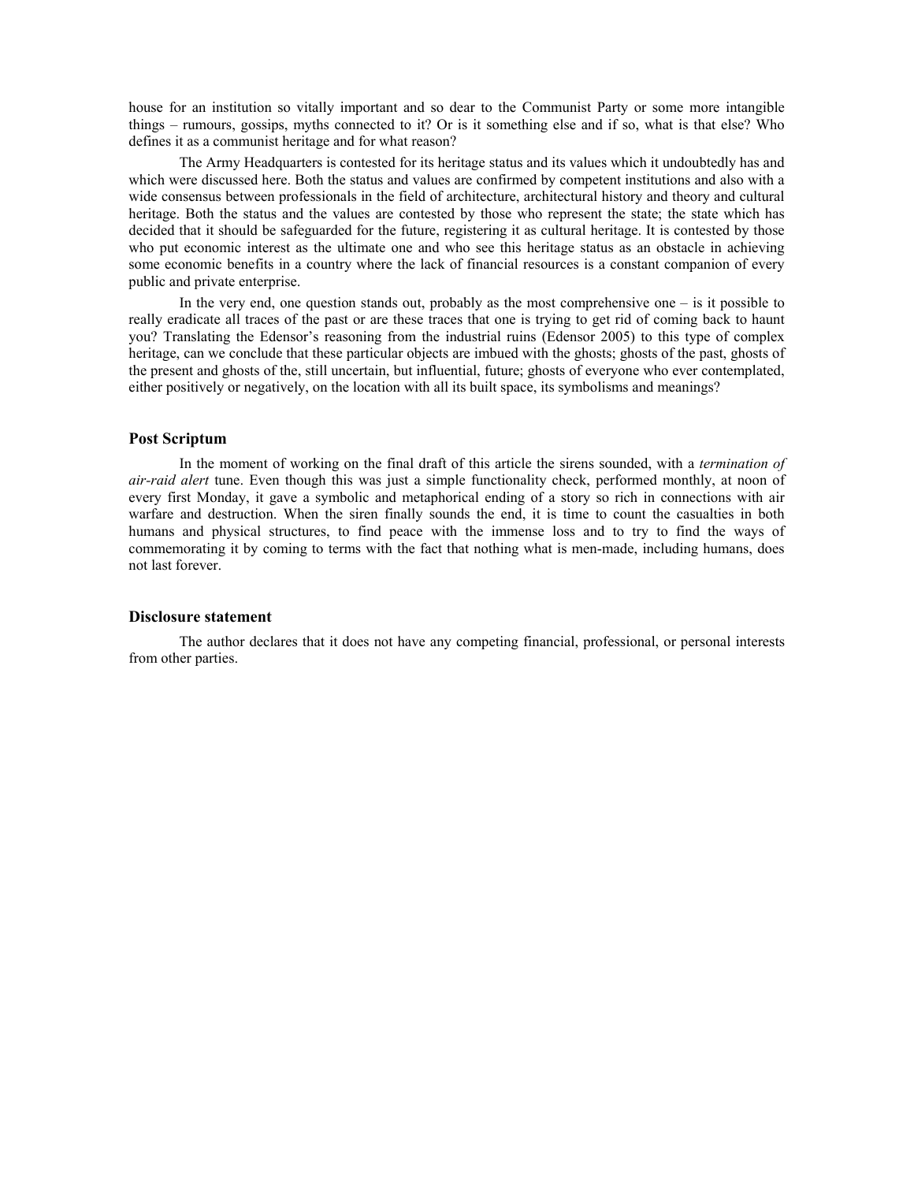house for an institution so vitally important and so dear to the Communist Party or some more intangible things – rumours, gossips, myths connected to it? Or is it something else and if so, what is that else? Who defines it as a communist heritage and for what reason?

The Army Headquarters is contested for its heritage status and its values which it undoubtedly has and which were discussed here. Both the status and values are confirmed by competent institutions and also with a wide consensus between professionals in the field of architecture, architectural history and theory and cultural heritage. Both the status and the values are contested by those who represent the state; the state which has decided that it should be safeguarded for the future, registering it as cultural heritage. It is contested by those who put economic interest as the ultimate one and who see this heritage status as an obstacle in achieving some economic benefits in a country where the lack of financial resources is a constant companion of every public and private enterprise.

In the very end, one question stands out, probably as the most comprehensive one – is it possible to really eradicate all traces of the past or are these traces that one is trying to get rid of coming back to haunt you? Translating the Edensor's reasoning from the industrial ruins (Edensor 2005) to this type of complex heritage, can we conclude that these particular objects are imbued with the ghosts; ghosts of the past, ghosts of the present and ghosts of the, still uncertain, but influential, future; ghosts of everyone who ever contemplated, either positively or negatively, on the location with all its built space, its symbolisms and meanings?

## Post Scriptum

In the moment of working on the final draft of this article the sirens sounded, with a *termination of air-raid alert* tune. Even though this was just a simple functionality check, performed monthly, at noon of every first Monday, it gave a symbolic and metaphorical ending of a story so rich in connections with air warfare and destruction. When the siren finally sounds the end, it is time to count the casualties in both humans and physical structures, to find peace with the immense loss and to try to find the ways of commemorating it by coming to terms with the fact that nothing what is men-made, including humans, does not last forever.

## Disclosure statement

The author declares that it does not have any competing financial, professional, or personal interests from other parties.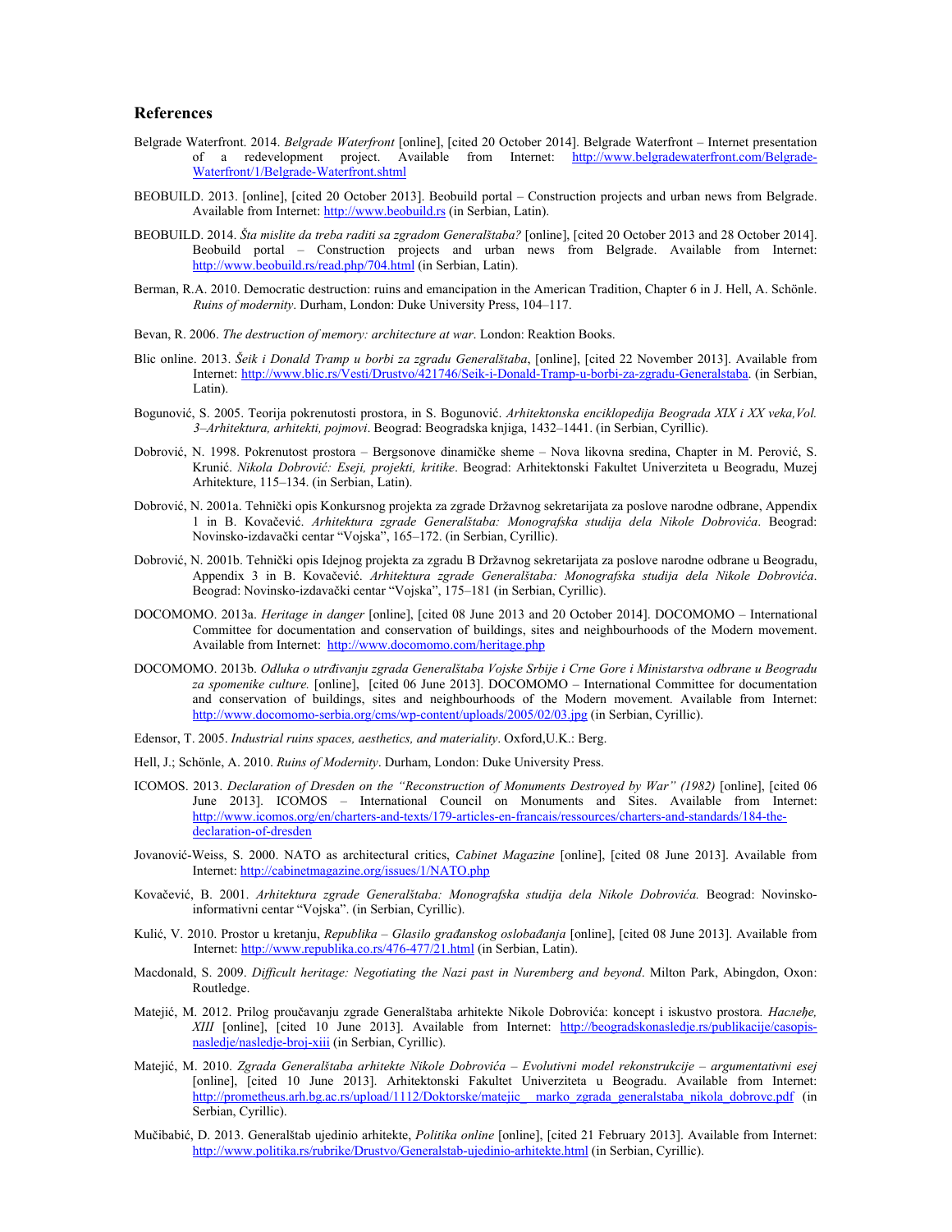## References

Belgrade Waterfront. 2014. *Belgrade Waterfront* [online], [cited 20 October 2014]. Belgrade Waterfront – Internet presentation of a redevelopment project. Available from Internet: http://www.belgradewaterfront.com/Belgrade-Waterfront/1/Belgrade-Waterfront.shtml

BEOBUILD. 2013. [online], [cited 20 October 2013]. Beobuild portal – Construction projects and urban news from Belgrade. Available from Internet: http://www.beobuild.rs (in Serbian, Latin).

BEOBUILD. 2014. *Šta mislite da treba raditi sa zgradom Generalštaba?* [online], [cited 20 October 2013 and 28 October 2014]. Beobuild portal – Construction projects and urban news from Belgrade. Available from Internet: http://www.beobuild.rs/read.php/704.html (in Serbian, Latin).

Berman, R.A. 2010. Democratic destruction: ruins and emancipation in the American Tradition, Chapter 6 in J. Hell, A. Schönle. *Ruins of modernity*. Durham, London: Duke University Press, 104–117.

Bevan, R. 2006. *The destruction of memory: architecture at war*. London: Reaktion Books.

Blic online. 2013. *Šeik i Donald Tramp u borbi za zgradu Generalštaba*, [online], [cited 22 November 2013]. Available from Internet: http://www.blic.rs/Vesti/Drustvo/421746/Seik-i-Donald-Tramp-u-borbi-za-zgradu-Generalstaba. (in Serbian, Latin).

Bogunović, S. 2005. Teorija pokrenutosti prostora, in S. Bogunović. *Arhitektonska enciklopedija Beograda XIX i XX veka,Vol. 3–Arhitektura, arhitekti, pojmovi*. Beograd: Beogradska knjiga, 1432–1441. (in Serbian, Cyrillic).

Dobrović, N. 1998. Pokrenutost prostora – Bergsonove dinamičke sheme – Nova likovna sredina, Chapter in M. Perović, S. Krunić. *Nikola Dobrović: Eseji, projekti, kritike*. Beograd: Arhitektonski Fakultet Univerziteta u Beogradu, Muzej Arhitekture, 115–134. (in Serbian, Latin).

Dobrović, N. 2001a. Tehnički opis Konkursnog projekta za zgrade Državnog sekretarijata za poslove narodne odbrane, Appendix 1 in B. Kovačević. *Arhitektura zgrade Generalštaba: Monografska studija dela Nikole Dobrovića*. Beograd: Novinsko-izdavački centar "Vojska", 165–172. (in Serbian, Cyrillic).

Dobrović, N. 2001b. Tehnički opis Idejnog projekta za zgradu B Državnog sekretarijata za poslove narodne odbrane u Beogradu, Appendix 3 in B. Kovačević. *Arhitektura zgrade Generalštaba: Monografska studija dela Nikole Dobrovića*. Beograd: Novinsko-izdavački centar "Vojska", 175–181 (in Serbian, Cyrillic).

DOCOMOMO. 2013a. *Heritage in danger* [online], [cited 08 June 2013 and 20 October 2014]. DOCOMOMO – International Committee for documentation and conservation of buildings, sites and neighbourhoods of the Modern movement. Available from Internet: http://www.docomomo.com/heritage.php

DOCOMOMO. 2013b. *Odluka o utrđivanju zgrada Generalštaba Vojske Srbije i Crne Gore i Ministarstva odbrane u Beogradu za spomenike culture.* [online], [cited 06 June 2013]. DOCOMOMO – International Committee for documentation and conservation of buildings, sites and neighbourhoods of the Modern movement. Available from Internet: http://www.docomomo-serbia.org/cms/wp-content/uploads/2005/02/03.jpg (in Serbian, Cyrillic).

Edensor, T. 2005. *Industrial ruins spaces, aesthetics, and materiality*. Oxford,U.K.: Berg.

Hell, J.; Schönle, A. 2010. *Ruins of Modernity*. Durham, London: Duke University Press.

ICOMOS. 2013. *Declaration of Dresden on the "Reconstruction of Monuments Destroyed by War" (1982)* [online], [cited 06 June 2013]. ICOMOS – International Council on Monuments and Sites. Available from Internet: http://www.icomos.org/en/charters-and-texts/179-articles-en-francais/ressources/charters-and-standards/184-the-declaration-of-dresden

Jovanović-Weiss, S. 2000. NATO as architectural critics, *Cabinet Magazine* [online], [cited 08 June 2013]. Available from Internet: http://cabinetmagazine.org/issues/1/NATO.php

Kovačević, B. 2001. *Arhitektura zgrade Generalštaba: Monografska studija dela Nikole Dobrovića.* Beograd: Novinsko-informativni centar "Vojska". (in Serbian, Cyrillic).

Kulić, V. 2010. Prostor u kretanju, *Republika – Glasilo građanskog oslobađanja* [online], [cited 08 June 2013]. Available from Internet: http://www.republika.co.rs/476-477/21.html (in Serbian, Latin).

Macdonald, S. 2009. *Difficult heritage: Negotiating the Nazi past in Nuremberg and beyond*. Milton Park, Abingdon, Oxon: Routledge.

Matejić, M. 2012. Prilog proučavanju zgrade Generalštaba arhitekte Nikole Dobrovića: koncept i iskustvo prostora*. Наслеђе, XIII* [online], [cited 10 June 2013]. Available from Internet: http://beogradskonasledje.rs/publikacije/casopis-nasledje/nasledje-broj-xiii (in Serbian, Cyrillic).

Matejić, M. 2010. *Zgrada Generalštaba arhitekte Nikole Dobrovića – Evolutivni model rekonstrukcije – argumentativni esej* [online], [cited 10 June 2013]. Arhitektonski Fakultet Univerziteta u Beogradu. Available from Internet: http://prometheus.arh.bg.ac.rs/upload/1112/Doktorske/matejic__marko_zgrada_generalstaba_nikola_dobrovc.pdf (in Serbian, Cyrillic).

Mučibabić, D. 2013. Generalštab ujedinio arhitekte, *Politika online* [online], [cited 21 February 2013]. Available from Internet: http://www.politika.rs/rubrike/Drustvo/Generalstab-ujedinio-arhitekte.html (in Serbian, Cyrillic).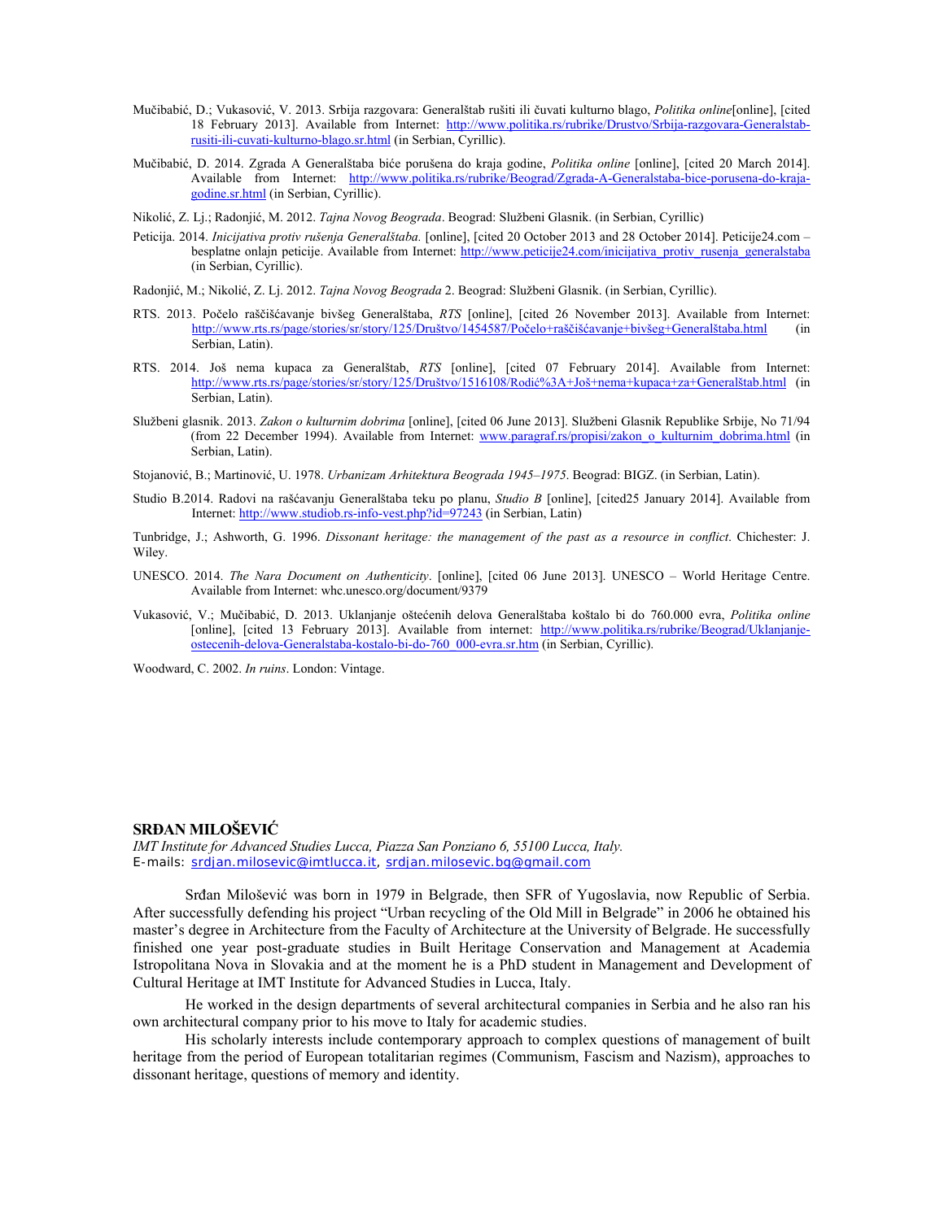Mučibabić, D.; Vukasović, V. 2013. Srbija razgovara: Generalštab rušiti ili čuvati kulturno blago, *Politika online*[online], [cited 18 February 2013]. Available from Internet: http://www.politika.rs/rubrike/Drustvo/Srbija-razgovara-Generalstab-rusiti-ili-cuvati-kulturno-blago.sr.html (in Serbian, Cyrillic).

Mučibabić, D. 2014. Zgrada A Generalštaba biće porušena do kraja godine, *Politika online* [online], [cited 20 March 2014]. Available from Internet: http://www.politika.rs/rubrike/Beograd/Zgrada-A-Generalstaba-bice-porusena-do-kraja-godine.sr.html (in Serbian, Cyrillic).

Nikolić, Z. Lj.; Radonjić, M. 2012. *Tajna Novog Beograda*. Beograd: Službeni Glasnik. (in Serbian, Cyrillic)

Peticija. 2014. *Inicijativa protiv rušenja Generalštaba.* [online], [cited 20 October 2013 and 28 October 2014]. Peticije24.com – besplatne onlajn peticije. Available from Internet: http://www.peticije24.com/inicijativa_protiv_rusenja_generalstaba (in Serbian, Cyrillic).

Radonjić, M.; Nikolić, Z. Lj. 2012. *Tajna Novog Beograda* 2. Beograd: Službeni Glasnik. (in Serbian, Cyrillic).

RTS. 2013. Počelo raščišćavanje bivšeg Generalštaba, *RTS* [online], [cited 26 November 2013]. Available from Internet: http://www.rts.rs/page/stories/sr/story/125/Društvo/1454587/Počelo+raščišćavanje+bivšeg+Generalštaba.html (in Serbian, Latin).

RTS. 2014. Još nema kupaca za Generalštab, *RTS* [online], [cited 07 February 2014]. Available from Internet: http://www.rts.rs/page/stories/sr/story/125/Društvo/1516108/Rodić%3A+Još+nema+kupaca+za+Generalštab.html (in Serbian, Latin).

Službeni glasnik. 2013. *Zakon o kulturnim dobrima* [online], [cited 06 June 2013]. Službeni Glasnik Republike Srbije, No 71/94 (from 22 December 1994). Available from Internet: www.paragraf.rs/propisi/zakon_o_kulturnim_dobrima.html (in Serbian, Latin).

Stojanović, B.; Martinović, U. 1978. *Urbanizam Arhitektura Beograda 1945–1975*. Beograd: BIGZ. (in Serbian, Latin).

Studio B.2014. Radovi na rašćavanju Generalštaba teku po planu, *Studio B* [online], [cited25 January 2014]. Available from Internet: http://www.studiob.rs-info-vest.php?id=97243 (in Serbian, Latin)

Tunbridge, J.; Ashworth, G. 1996. *Dissonant heritage: the management of the past as a resource in conflict*. Chichester: J. Wiley.

UNESCO. 2014. *The Nara Document on Authenticity*. [online], [cited 06 June 2013]. UNESCO – World Heritage Centre. Available from Internet: whc.unesco.org/document/9379

Vukasović, V.; Mučibabić, D. 2013. Uklanjanje oštećenih delova Generalštaba koštalo bi do 760.000 evra, *Politika online* [online], [cited 13 February 2013]. Available from internet: http://www.politika.rs/rubrike/Beograd/Uklanjanje-ostecenih-delova-Generalstaba-kostalo-bi-do-760_000-evra.sr.htm (in Serbian, Cyrillic).

Woodward, C. 2002. *In ruins*. London: Vintage.

**SRĐAN MILOŠEVIĆ**

*IMT Institute for Advanced Studies Lucca, Piazza San Ponziano 6, 55100 Lucca, Italy.*
E-mails: srdjan.milosevic@imtlucca.it, srdjan.milosevic.bg@gmail.com

Srđan Milošević was born in 1979 in Belgrade, then SFR of Yugoslavia, now Republic of Serbia. After successfully defending his project "Urban recycling of the Old Mill in Belgrade" in 2006 he obtained his master's degree in Architecture from the Faculty of Architecture at the University of Belgrade. He successfully finished one year post-graduate studies in Built Heritage Conservation and Management at Academia Istropolitana Nova in Slovakia and at the moment he is a PhD student in Management and Development of Cultural Heritage at IMT Institute for Advanced Studies in Lucca, Italy.

He worked in the design departments of several architectural companies in Serbia and he also ran his own architectural company prior to his move to Italy for academic studies.

His scholarly interests include contemporary approach to complex questions of management of built heritage from the period of European totalitarian regimes (Communism, Fascism and Nazism), approaches to dissonant heritage, questions of memory and identity.